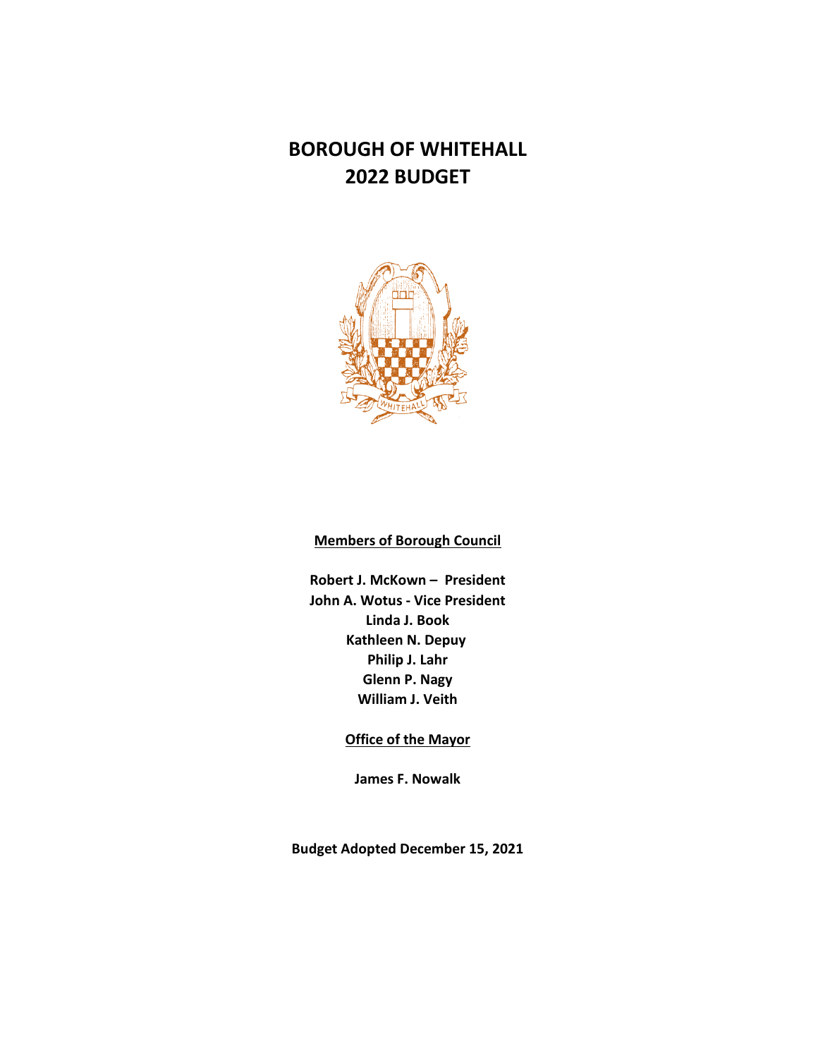# BOROUGH OF WHITEHALL
# 2022 BUDGET

**Members of Borough Council**

**Robert J. McKown – President**
**John A. Wotus - Vice President**
**Linda J. Book**
**Kathleen N. Depuy**
**Philip J. Lahr**
**Glenn P. Nagy**
**William J. Veith**

**Office of the Mayor**

**James F. Nowalk**

**Budget Adopted December 15, 2021**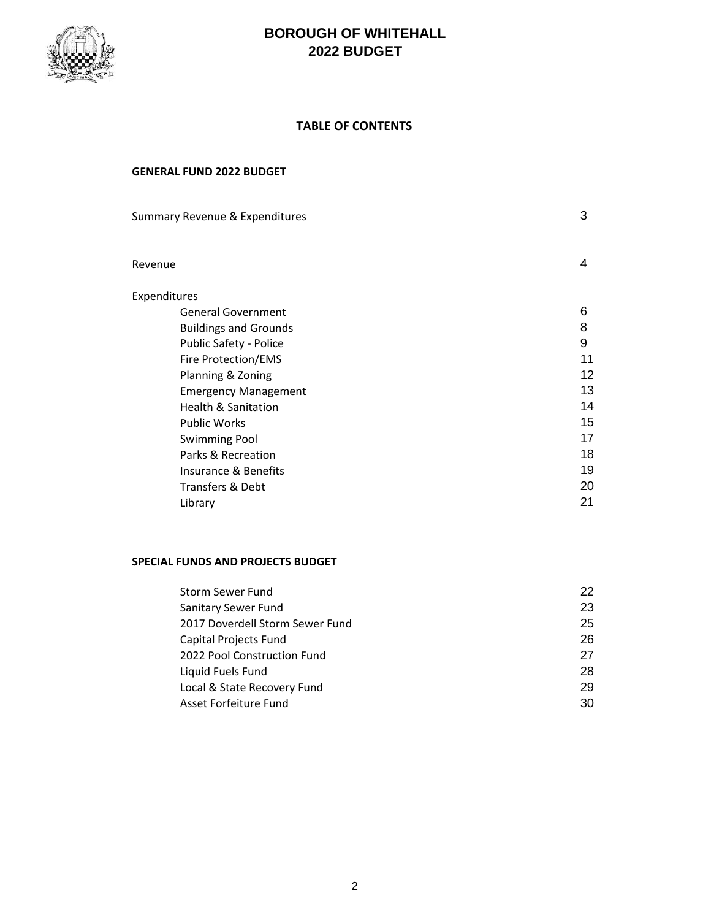# BOROUGH OF WHITEHALL
# 2022 BUDGET

## TABLE OF CONTENTS

### GENERAL FUND 2022 BUDGET

| | |
|---|---|
| Summary Revenue & Expenditures | 3 |
| Revenue | 4 |
| Expenditures | |
| General Government | 6 |
| Buildings and Grounds | 8 |
| Public Safety - Police | 9 |
| Fire Protection/EMS | 11 |
| Planning & Zoning | 12 |
| Emergency Management | 13 |
| Health & Sanitation | 14 |
| Public Works | 15 |
| Swimming Pool | 17 |
| Parks & Recreation | 18 |
| Insurance & Benefits | 19 |
| Transfers & Debt | 20 |
| Library | 21 |

### SPECIAL FUNDS AND PROJECTS BUDGET

| | |
|---|---|
| Storm Sewer Fund | 22 |
| Sanitary Sewer Fund | 23 |
| 2017 Doverdell Storm Sewer Fund | 25 |
| Capital Projects Fund | 26 |
| 2022 Pool Construction Fund | 27 |
| Liquid Fuels Fund | 28 |
| Local & State Recovery Fund | 29 |
| Asset Forfeiture Fund | 30 |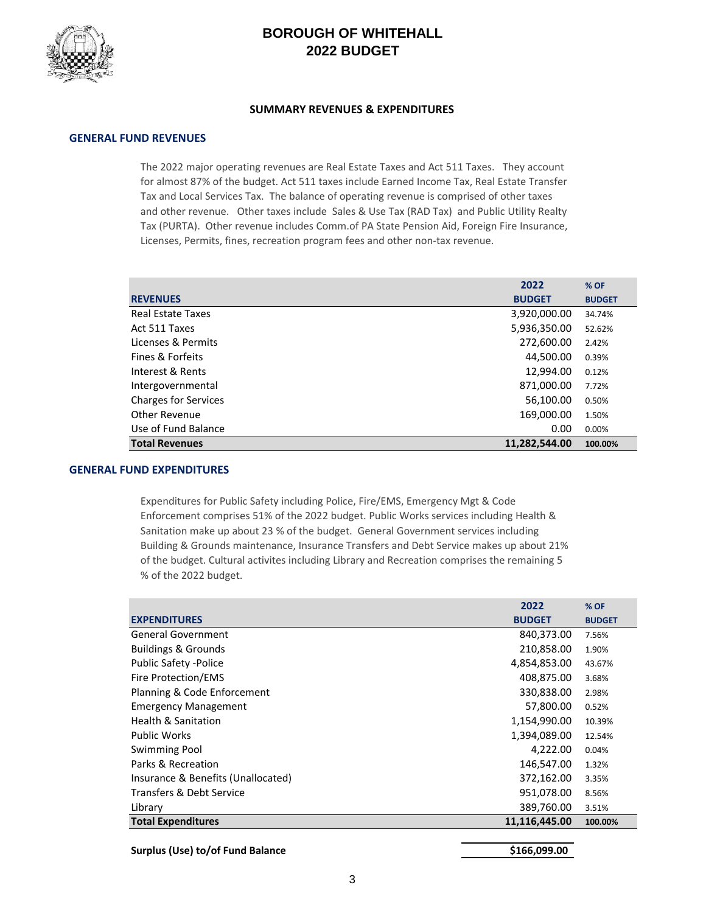# BOROUGH OF WHITEHALL
# 2022 BUDGET

### SUMMARY REVENUES & EXPENDITURES

## GENERAL FUND REVENUES

The 2022 major operating revenues are Real Estate Taxes and Act 511 Taxes. They account for almost 87% of the budget. Act 511 taxes include Earned Income Tax, Real Estate Transfer Tax and Local Services Tax. The balance of operating revenue is comprised of other taxes and other revenue. Other taxes include Sales & Use Tax (RAD Tax) and Public Utility Realty Tax (PURTA). Other revenue includes Comm.of PA State Pension Aid, Foreign Fire Insurance, Licenses, Permits, fines, recreation program fees and other non-tax revenue.

| REVENUES | 2022 BUDGET | % OF BUDGET |
|---|---|---|
| Real Estate Taxes | 3,920,000.00 | 34.74% |
| Act 511 Taxes | 5,936,350.00 | 52.62% |
| Licenses & Permits | 272,600.00 | 2.42% |
| Fines & Forfeits | 44,500.00 | 0.39% |
| Interest & Rents | 12,994.00 | 0.12% |
| Intergovernmental | 871,000.00 | 7.72% |
| Charges for Services | 56,100.00 | 0.50% |
| Other Revenue | 169,000.00 | 1.50% |
| Use of Fund Balance | 0.00 | 0.00% |
| **Total Revenues** | **11,282,544.00** | **100.00%** |

## GENERAL FUND EXPENDITURES

Expenditures for Public Safety including Police, Fire/EMS, Emergency Mgt & Code Enforcement comprises 51% of the 2022 budget. Public Works services including Health & Sanitation make up about 23 % of the budget. General Government services including Building & Grounds maintenance, Insurance Transfers and Debt Service makes up about 21% of the budget. Cultural activites including Library and Recreation comprises the remaining 5 % of the 2022 budget.

| EXPENDITURES | 2022 BUDGET | % OF BUDGET |
|---|---|---|
| General Government | 840,373.00 | 7.56% |
| Buildings & Grounds | 210,858.00 | 1.90% |
| Public Safety -Police | 4,854,853.00 | 43.67% |
| Fire Protection/EMS | 408,875.00 | 3.68% |
| Planning & Code Enforcement | 330,838.00 | 2.98% |
| Emergency Management | 57,800.00 | 0.52% |
| Health & Sanitation | 1,154,990.00 | 10.39% |
| Public Works | 1,394,089.00 | 12.54% |
| Swimming Pool | 4,222.00 | 0.04% |
| Parks & Recreation | 146,547.00 | 1.32% |
| Insurance & Benefits (Unallocated) | 372,162.00 | 3.35% |
| Transfers & Debt Service | 951,078.00 | 8.56% |
| Library | 389,760.00 | 3.51% |
| **Total Expenditures** | **11,116,445.00** | **100.00%** |

**Surplus (Use) to/of Fund Balance** **$166,099.00**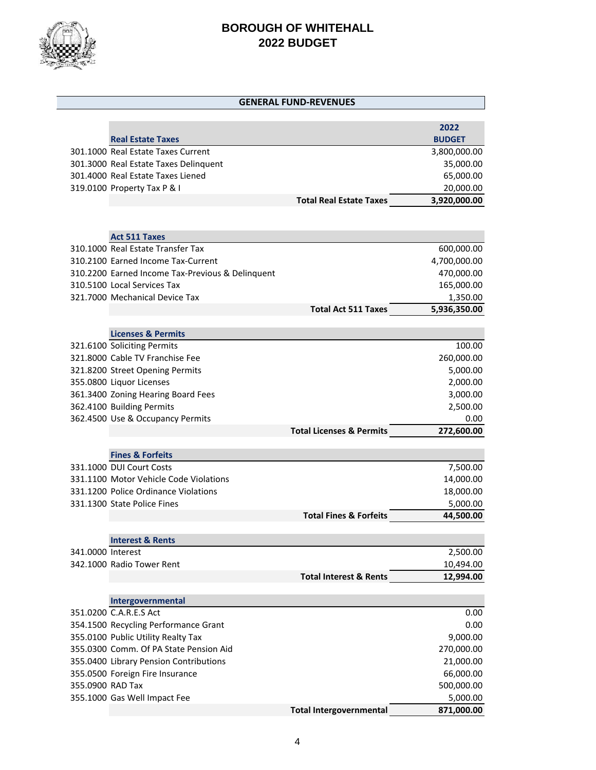# BOROUGH OF WHITEHALL
# 2022 BUDGET

## GENERAL FUND-REVENUES

| | Real Estate Taxes | 2022 BUDGET |
|---|---|---|
| 301.1000 | Real Estate Taxes Current | 3,800,000.00 |
| 301.3000 | Real Estate Taxes Delinquent | 35,000.00 |
| 301.4000 | Real Estate Taxes Liened | 65,000.00 |
| 319.0100 | Property Tax P & I | 20,000.00 |
| | **Total Real Estate Taxes** | **3,920,000.00** |

| | Act 511 Taxes | |
|---|---|---|
| 310.1000 | Real Estate Transfer Tax | 600,000.00 |
| 310.2100 | Earned Income Tax-Current | 4,700,000.00 |
| 310.2200 | Earned Income Tax-Previous & Delinquent | 470,000.00 |
| 310.5100 | Local Services Tax | 165,000.00 |
| 321.7000 | Mechanical Device Tax | 1,350.00 |
| | **Total Act 511 Taxes** | **5,936,350.00** |

| | Licenses & Permits | |
|---|---|---|
| 321.6100 | Soliciting Permits | 100.00 |
| 321.8000 | Cable TV Franchise Fee | 260,000.00 |
| 321.8200 | Street Opening Permits | 5,000.00 |
| 355.0800 | Liquor Licenses | 2,000.00 |
| 361.3400 | Zoning Hearing Board Fees | 3,000.00 |
| 362.4100 | Building Permits | 2,500.00 |
| 362.4500 | Use & Occupancy Permits | 0.00 |
| | **Total Licenses & Permits** | **272,600.00** |

| | Fines & Forfeits | |
|---|---|---|
| 331.1000 | DUI Court Costs | 7,500.00 |
| 331.1100 | Motor Vehicle Code Violations | 14,000.00 |
| 331.1200 | Police Ordinance Violations | 18,000.00 |
| 331.1300 | State Police Fines | 5,000.00 |
| | **Total Fines & Forfeits** | **44,500.00** |

| | Interest & Rents | |
|---|---|---|
| 341.0000 | Interest | 2,500.00 |
| 342.1000 | Radio Tower Rent | 10,494.00 |
| | **Total Interest & Rents** | **12,994.00** |

| | Intergovernmental | |
|---|---|---|
| 351.0200 | C.A.R.E.S Act | 0.00 |
| 354.1500 | Recycling Performance Grant | 0.00 |
| 355.0100 | Public Utility Realty Tax | 9,000.00 |
| 355.0300 | Comm. Of PA State Pension Aid | 270,000.00 |
| 355.0400 | Library Pension Contributions | 21,000.00 |
| 355.0500 | Foreign Fire Insurance | 66,000.00 |
| 355.0900 | RAD Tax | 500,000.00 |
| 355.1000 | Gas Well Impact Fee | 5,000.00 |
| | **Total Intergovernmental** | **871,000.00** |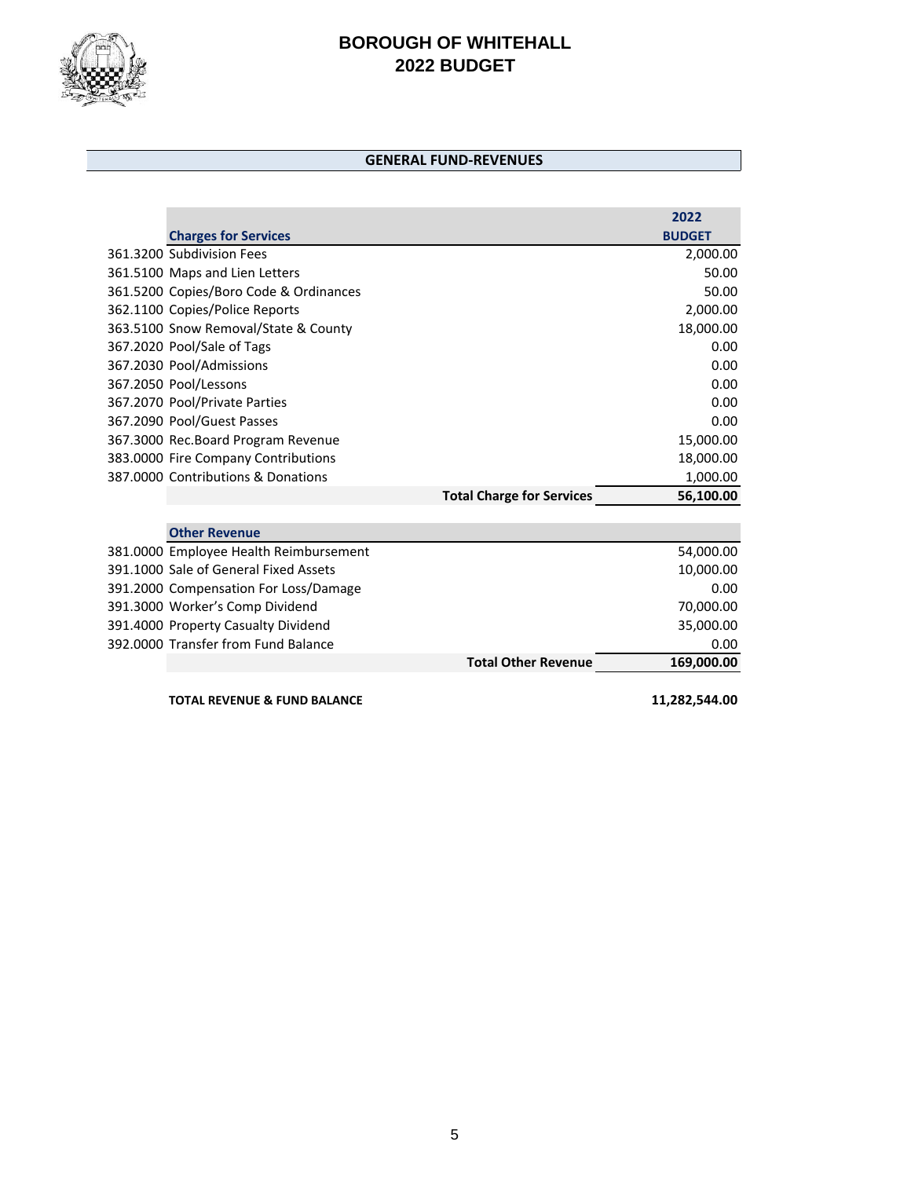# BOROUGH OF WHITEHALL
# 2022 BUDGET

## GENERAL FUND-REVENUES

| | Charges for Services | 2022 BUDGET |
|---|---|---|
| 361.3200 | Subdivision Fees | 2,000.00 |
| 361.5100 | Maps and Lien Letters | 50.00 |
| 361.5200 | Copies/Boro Code & Ordinances | 50.00 |
| 362.1100 | Copies/Police Reports | 2,000.00 |
| 363.5100 | Snow Removal/State & County | 18,000.00 |
| 367.2020 | Pool/Sale of Tags | 0.00 |
| 367.2030 | Pool/Admissions | 0.00 |
| 367.2050 | Pool/Lessons | 0.00 |
| 367.2070 | Pool/Private Parties | 0.00 |
| 367.2090 | Pool/Guest Passes | 0.00 |
| 367.3000 | Rec.Board Program Revenue | 15,000.00 |
| 383.0000 | Fire Company Contributions | 18,000.00 |
| 387.0000 | Contributions & Donations | 1,000.00 |
| | **Total Charge for Services** | **56,100.00** |

| | Other Revenue | |
|---|---|---|
| 381.0000 | Employee Health Reimbursement | 54,000.00 |
| 391.1000 | Sale of General Fixed Assets | 10,000.00 |
| 391.2000 | Compensation For Loss/Damage | 0.00 |
| 391.3000 | Worker's Comp Dividend | 70,000.00 |
| 391.4000 | Property Casualty Dividend | 35,000.00 |
| 392.0000 | Transfer from Fund Balance | 0.00 |
| | **Total Other Revenue** | **169,000.00** |

**TOTAL REVENUE & FUND BALANCE** **11,282,544.00**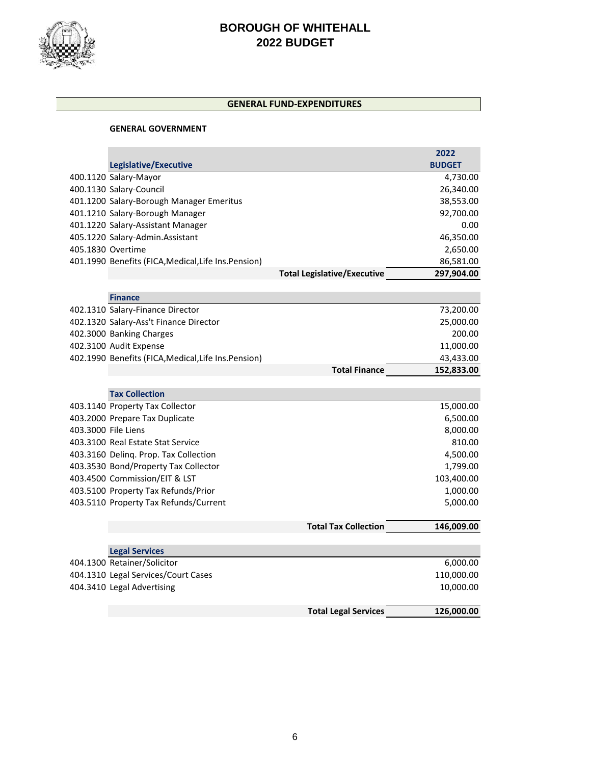# BOROUGH OF WHITEHALL
# 2022 BUDGET

## GENERAL FUND-EXPENDITURES

### GENERAL GOVERNMENT

| | Legislative/Executive | 2022 BUDGET |
|---|---|---|
| 400.1120 | Salary-Mayor | 4,730.00 |
| 400.1130 | Salary-Council | 26,340.00 |
| 401.1200 | Salary-Borough Manager Emeritus | 38,553.00 |
| 401.1210 | Salary-Borough Manager | 92,700.00 |
| 401.1220 | Salary-Assistant Manager | 0.00 |
| 405.1220 | Salary-Admin.Assistant | 46,350.00 |
| 405.1830 | Overtime | 2,650.00 |
| 401.1990 | Benefits (FICA,Medical,Life Ins.Pension) | 86,581.00 |
| | **Total Legislative/Executive** | **297,904.00** |

| | Finance | |
|---|---|---|
| 402.1310 | Salary-Finance Director | 73,200.00 |
| 402.1320 | Salary-Ass't Finance Director | 25,000.00 |
| 402.3000 | Banking Charges | 200.00 |
| 402.3100 | Audit Expense | 11,000.00 |
| 402.1990 | Benefits (FICA,Medical,Life Ins.Pension) | 43,433.00 |
| | **Total Finance** | **152,833.00** |

| | Tax Collection | |
|---|---|---|
| 403.1140 | Property Tax Collector | 15,000.00 |
| 403.2000 | Prepare Tax Duplicate | 6,500.00 |
| 403.3000 | File Liens | 8,000.00 |
| 403.3100 | Real Estate Stat Service | 810.00 |
| 403.3160 | Delinq. Prop. Tax Collection | 4,500.00 |
| 403.3530 | Bond/Property Tax Collector | 1,799.00 |
| 403.4500 | Commission/EIT & LST | 103,400.00 |
| 403.5100 | Property Tax Refunds/Prior | 1,000.00 |
| 403.5110 | Property Tax Refunds/Current | 5,000.00 |
| | **Total Tax Collection** | **146,009.00** |

| | Legal Services | |
|---|---|---|
| 404.1300 | Retainer/Solicitor | 6,000.00 |
| 404.1310 | Legal Services/Court Cases | 110,000.00 |
| 404.3410 | Legal Advertising | 10,000.00 |
| | **Total Legal Services** | **126,000.00** |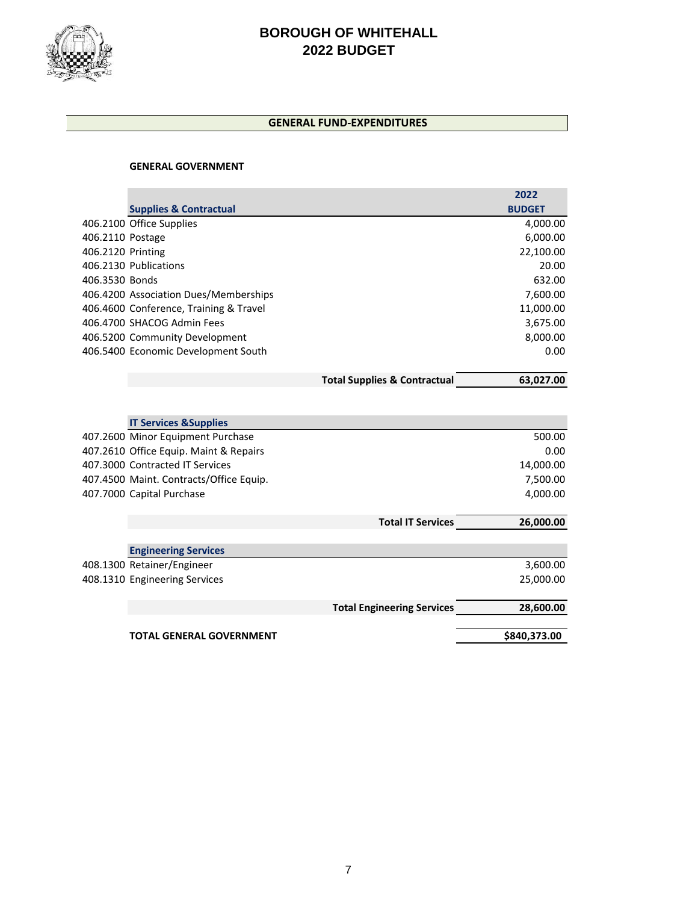# BOROUGH OF WHITEHALL
# 2022 BUDGET

## GENERAL FUND-EXPENDITURES

### GENERAL GOVERNMENT

| | Supplies & Contractual | 2022 BUDGET |
|---|---|---|
| 406.2100 | Office Supplies | 4,000.00 |
| 406.2110 | Postage | 6,000.00 |
| 406.2120 | Printing | 22,100.00 |
| 406.2130 | Publications | 20.00 |
| 406.3530 | Bonds | 632.00 |
| 406.4200 | Association Dues/Memberships | 7,600.00 |
| 406.4600 | Conference, Training & Travel | 11,000.00 |
| 406.4700 | SHACOG Admin Fees | 3,675.00 |
| 406.5200 | Community Development | 8,000.00 |
| 406.5400 | Economic Development South | 0.00 |
| | **Total Supplies & Contractual** | **63,027.00** |

| | IT Services &Supplies | |
|---|---|---|
| 407.2600 | Minor Equipment Purchase | 500.00 |
| 407.2610 | Office Equip. Maint & Repairs | 0.00 |
| 407.3000 | Contracted IT Services | 14,000.00 |
| 407.4500 | Maint. Contracts/Office Equip. | 7,500.00 |
| 407.7000 | Capital Purchase | 4,000.00 |
| | **Total IT Services** | **26,000.00** |

| | Engineering Services | |
|---|---|---|
| 408.1300 | Retainer/Engineer | 3,600.00 |
| 408.1310 | Engineering Services | 25,000.00 |
| | **Total Engineering Services** | **28,600.00** |

**TOTAL GENERAL GOVERNMENT** **$840,373.00**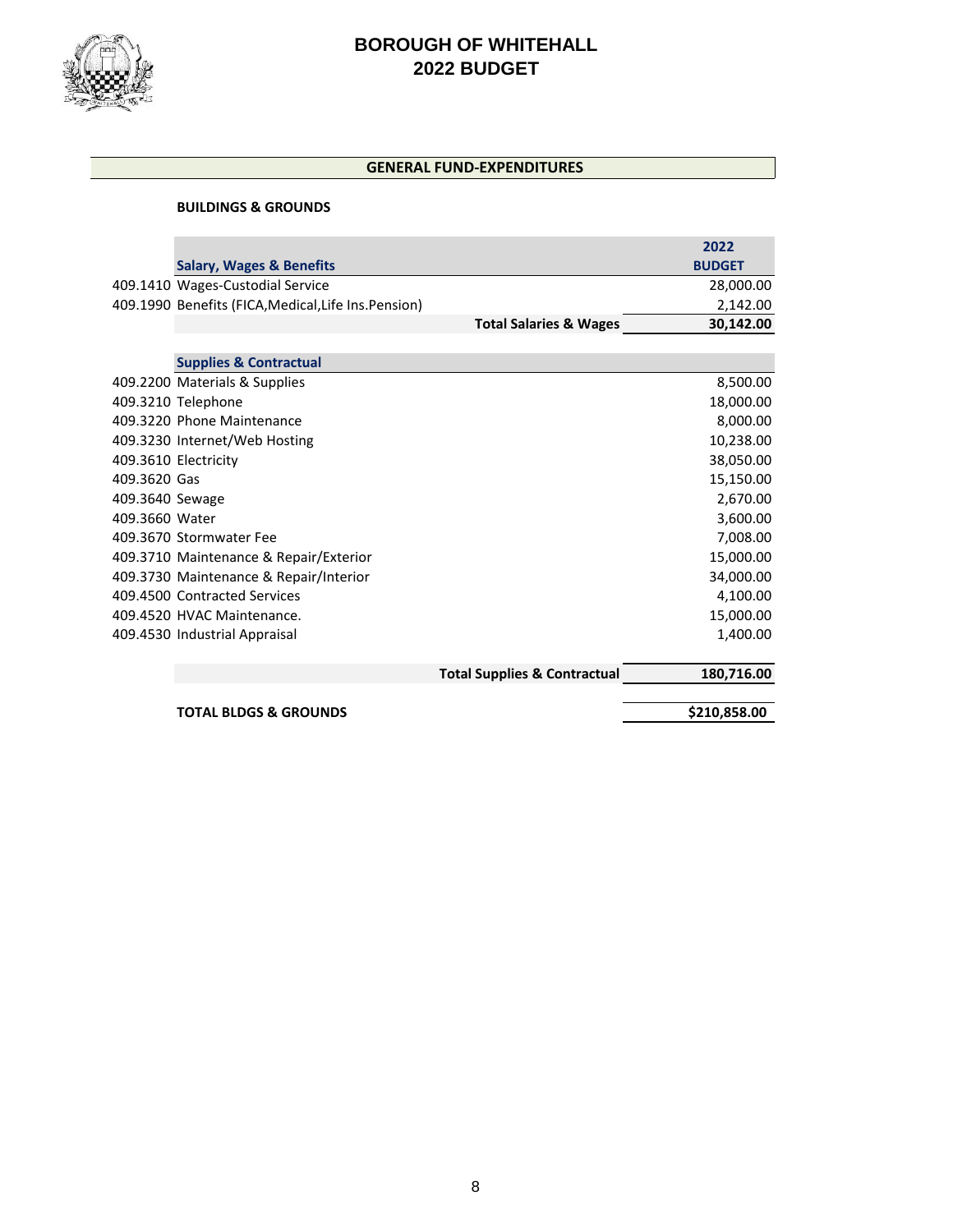# BOROUGH OF WHITEHALL
# 2022 BUDGET

## GENERAL FUND-EXPENDITURES

### BUILDINGS & GROUNDS

| Account | Salary, Wages & Benefits | 2022 BUDGET |
|---|---|---|
| 409.1410 | Wages-Custodial Service | 28,000.00 |
| 409.1990 | Benefits (FICA,Medical,Life Ins.Pension) | 2,142.00 |
| | **Total Salaries & Wages** | **30,142.00** |
| | **Supplies & Contractual** | |
| 409.2200 | Materials & Supplies | 8,500.00 |
| 409.3210 | Telephone | 18,000.00 |
| 409.3220 | Phone Maintenance | 8,000.00 |
| 409.3230 | Internet/Web Hosting | 10,238.00 |
| 409.3610 | Electricity | 38,050.00 |
| 409.3620 | Gas | 15,150.00 |
| 409.3640 | Sewage | 2,670.00 |
| 409.3660 | Water | 3,600.00 |
| 409.3670 | Stormwater Fee | 7,008.00 |
| 409.3710 | Maintenance & Repair/Exterior | 15,000.00 |
| 409.3730 | Maintenance & Repair/Interior | 34,000.00 |
| 409.4500 | Contracted Services | 4,100.00 |
| 409.4520 | HVAC Maintenance. | 15,000.00 |
| 409.4530 | Industrial Appraisal | 1,400.00 |
| | **Total Supplies & Contractual** | **180,716.00** |
| | **TOTAL BLDGS & GROUNDS** | **$210,858.00** |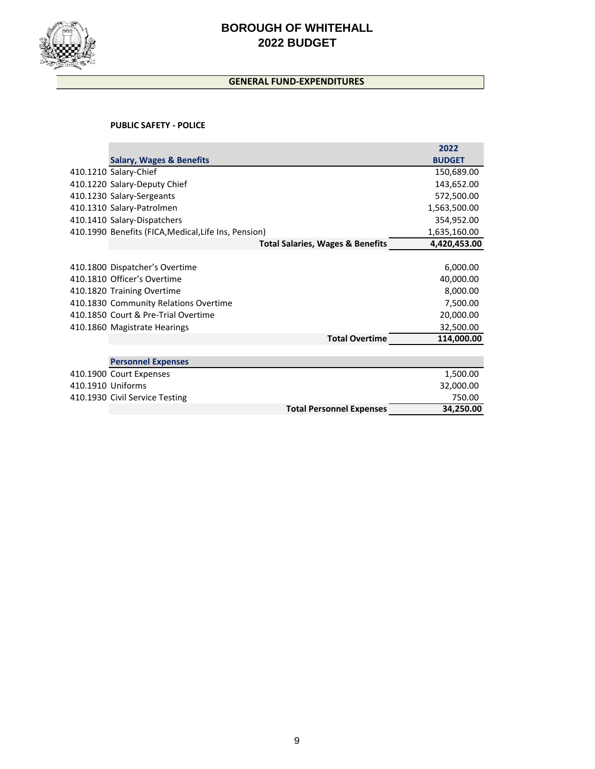# BOROUGH OF WHITEHALL
# 2022 BUDGET

## GENERAL FUND-EXPENDITURES

### PUBLIC SAFETY - POLICE

| | Salary, Wages & Benefits | 2022 BUDGET |
|---|---|---|
| 410.1210 | Salary-Chief | 150,689.00 |
| 410.1220 | Salary-Deputy Chief | 143,652.00 |
| 410.1230 | Salary-Sergeants | 572,500.00 |
| 410.1310 | Salary-Patrolmen | 1,563,500.00 |
| 410.1410 | Salary-Dispatchers | 354,952.00 |
| 410.1990 | Benefits (FICA,Medical,Life Ins, Pension) | 1,635,160.00 |
| | **Total Salaries, Wages & Benefits** | **4,420,453.00** |
| | | |
| 410.1800 | Dispatcher's Overtime | 6,000.00 |
| 410.1810 | Officer's Overtime | 40,000.00 |
| 410.1820 | Training Overtime | 8,000.00 |
| 410.1830 | Community Relations Overtime | 7,500.00 |
| 410.1850 | Court & Pre-Trial Overtime | 20,000.00 |
| 410.1860 | Magistrate Hearings | 32,500.00 |
| | **Total Overtime** | **114,000.00** |
| | | |
| | **Personnel Expenses** | |
| 410.1900 | Court Expenses | 1,500.00 |
| 410.1910 | Uniforms | 32,000.00 |
| 410.1930 | Civil Service Testing | 750.00 |
| | **Total Personnel Expenses** | **34,250.00** |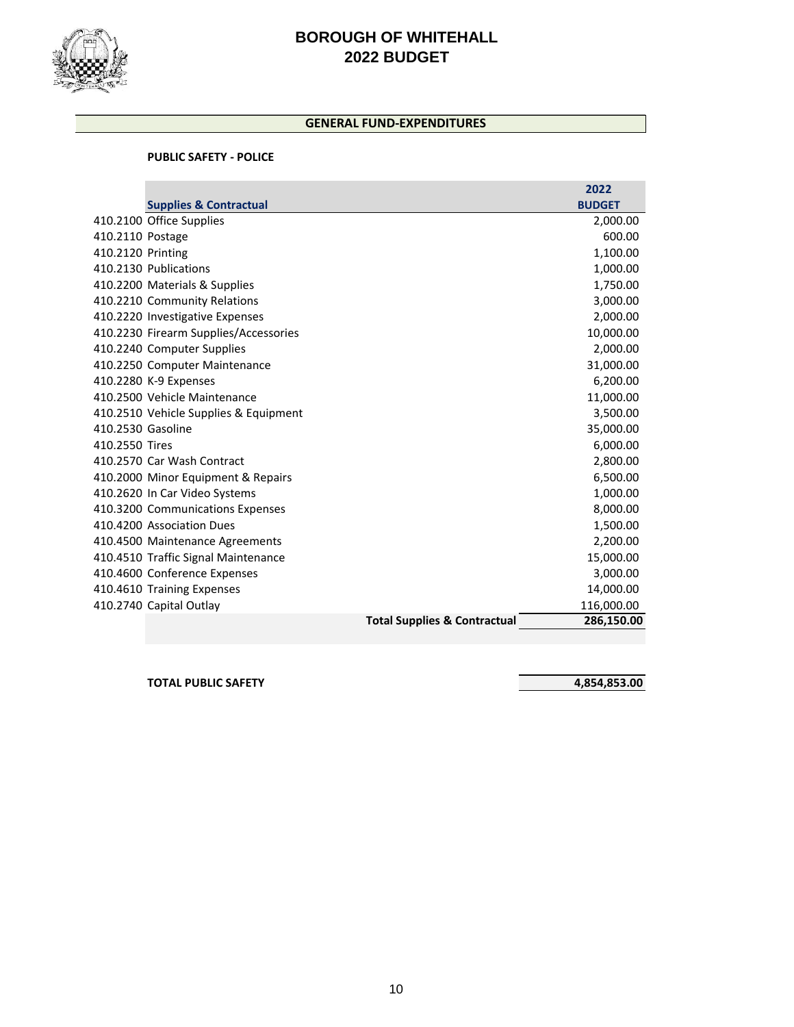# BOROUGH OF WHITEHALL
# 2022 BUDGET

## GENERAL FUND-EXPENDITURES

### PUBLIC SAFETY - POLICE

| | Supplies & Contractual | 2022 BUDGET |
|---|---|---|
| 410.2100 | Office Supplies | 2,000.00 |
| 410.2110 | Postage | 600.00 |
| 410.2120 | Printing | 1,100.00 |
| 410.2130 | Publications | 1,000.00 |
| 410.2200 | Materials & Supplies | 1,750.00 |
| 410.2210 | Community Relations | 3,000.00 |
| 410.2220 | Investigative Expenses | 2,000.00 |
| 410.2230 | Firearm Supplies/Accessories | 10,000.00 |
| 410.2240 | Computer Supplies | 2,000.00 |
| 410.2250 | Computer Maintenance | 31,000.00 |
| 410.2280 | K-9 Expenses | 6,200.00 |
| 410.2500 | Vehicle Maintenance | 11,000.00 |
| 410.2510 | Vehicle Supplies & Equipment | 3,500.00 |
| 410.2530 | Gasoline | 35,000.00 |
| 410.2550 | Tires | 6,000.00 |
| 410.2570 | Car Wash Contract | 2,800.00 |
| 410.2000 | Minor Equipment & Repairs | 6,500.00 |
| 410.2620 | In Car Video Systems | 1,000.00 |
| 410.3200 | Communications Expenses | 8,000.00 |
| 410.4200 | Association Dues | 1,500.00 |
| 410.4500 | Maintenance Agreements | 2,200.00 |
| 410.4510 | Traffic Signal Maintenance | 15,000.00 |
| 410.4600 | Conference Expenses | 3,000.00 |
| 410.4610 | Training Expenses | 14,000.00 |
| 410.2740 | Capital Outlay | 116,000.00 |
| | **Total Supplies & Contractual** | **286,150.00** |

| | |
|---|---|
| **TOTAL PUBLIC SAFETY** | **4,854,853.00** |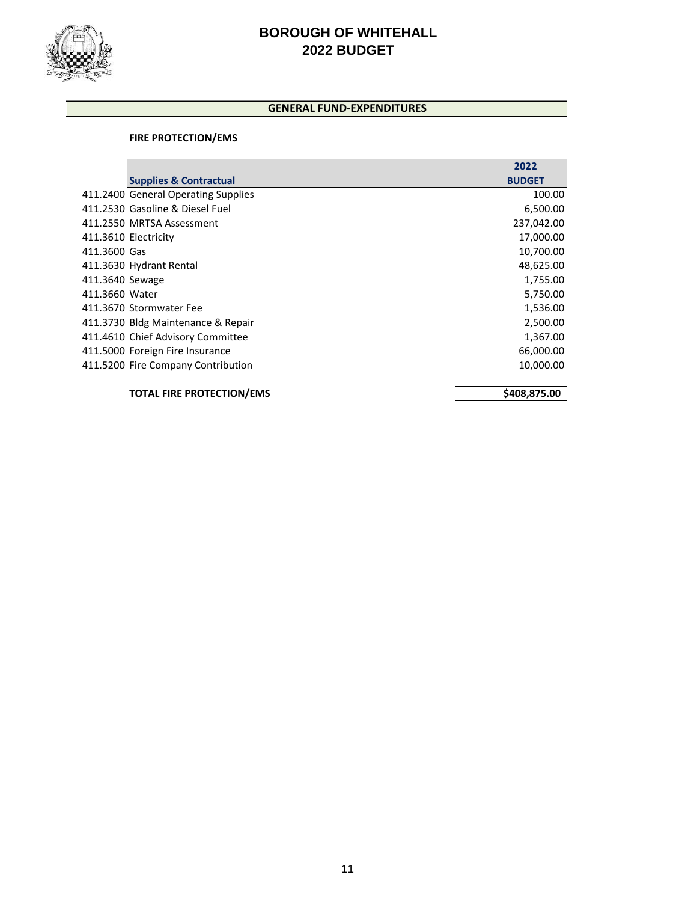# BOROUGH OF WHITEHALL
# 2022 BUDGET

## GENERAL FUND-EXPENDITURES

### FIRE PROTECTION/EMS

| | Supplies & Contractual | 2022 BUDGET |
|---|---|---|
| 411.2400 | General Operating Supplies | 100.00 |
| 411.2530 | Gasoline & Diesel Fuel | 6,500.00 |
| 411.2550 | MRTSA Assessment | 237,042.00 |
| 411.3610 | Electricity | 17,000.00 |
| 411.3600 | Gas | 10,700.00 |
| 411.3630 | Hydrant Rental | 48,625.00 |
| 411.3640 | Sewage | 1,755.00 |
| 411.3660 | Water | 5,750.00 |
| 411.3670 | Stormwater Fee | 1,536.00 |
| 411.3730 | Bldg Maintenance & Repair | 2,500.00 |
| 411.4610 | Chief Advisory Committee | 1,367.00 |
| 411.5000 | Foreign Fire Insurance | 66,000.00 |
| 411.5200 | Fire Company Contribution | 10,000.00 |
| | **TOTAL FIRE PROTECTION/EMS** | **$408,875.00** |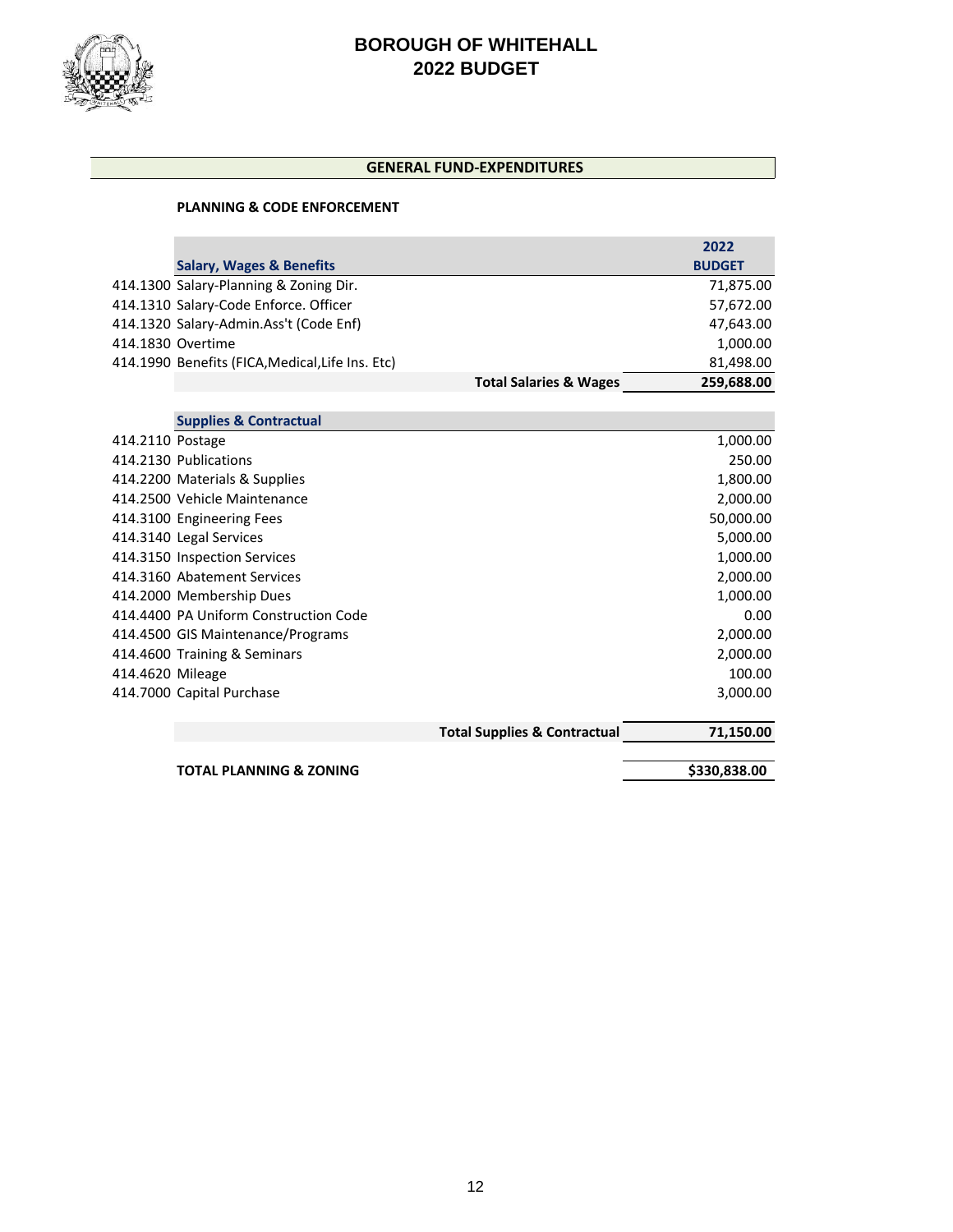# BOROUGH OF WHITEHALL
# 2022 BUDGET

## GENERAL FUND-EXPENDITURES

### PLANNING & CODE ENFORCEMENT

| | Salary, Wages & Benefits | 2022 BUDGET |
|---|---|---|
| 414.1300 | Salary-Planning & Zoning Dir. | 71,875.00 |
| 414.1310 | Salary-Code Enforce. Officer | 57,672.00 |
| 414.1320 | Salary-Admin.Ass't (Code Enf) | 47,643.00 |
| 414.1830 | Overtime | 1,000.00 |
| 414.1990 | Benefits (FICA,Medical,Life Ins. Etc) | 81,498.00 |
| | **Total Salaries & Wages** | **259,688.00** |

| | Supplies & Contractual | |
|---|---|---|
| 414.2110 | Postage | 1,000.00 |
| 414.2130 | Publications | 250.00 |
| 414.2200 | Materials & Supplies | 1,800.00 |
| 414.2500 | Vehicle Maintenance | 2,000.00 |
| 414.3100 | Engineering Fees | 50,000.00 |
| 414.3140 | Legal Services | 5,000.00 |
| 414.3150 | Inspection Services | 1,000.00 |
| 414.3160 | Abatement Services | 2,000.00 |
| 414.2000 | Membership Dues | 1,000.00 |
| 414.4400 | PA Uniform Construction Code | 0.00 |
| 414.4500 | GIS Maintenance/Programs | 2,000.00 |
| 414.4600 | Training & Seminars | 2,000.00 |
| 414.4620 | Mileage | 100.00 |
| 414.7000 | Capital Purchase | 3,000.00 |
| | **Total Supplies & Contractual** | **71,150.00** |

| | | |
|---|---|---|
| | **TOTAL PLANNING & ZONING** | **$330,838.00** |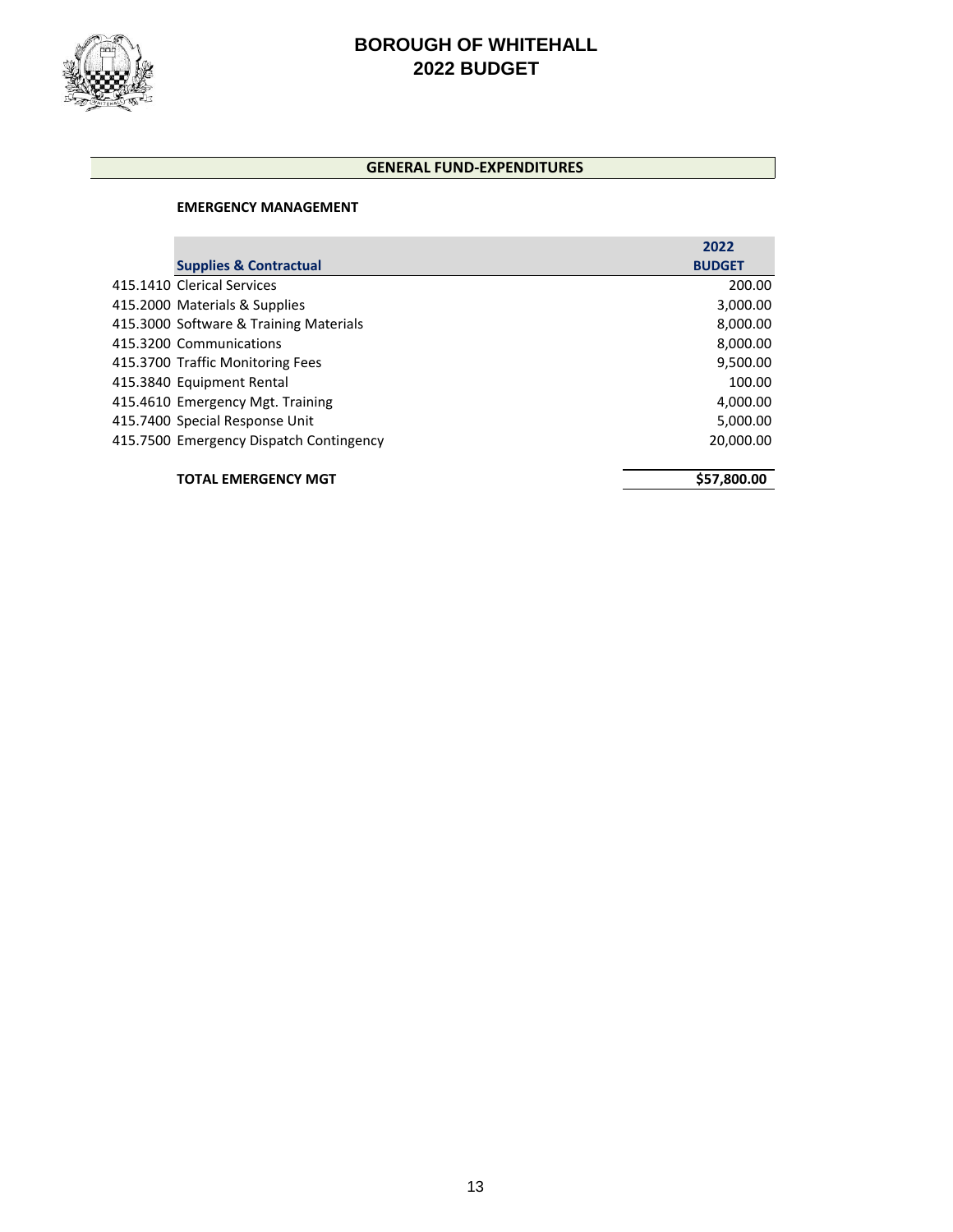# BOROUGH OF WHITEHALL
# 2022 BUDGET

## GENERAL FUND-EXPENDITURES

### EMERGENCY MANAGEMENT

| Supplies & Contractual | 2022 BUDGET |
|---|---|
| 415.1410 Clerical Services | 200.00 |
| 415.2000 Materials & Supplies | 3,000.00 |
| 415.3000 Software & Training Materials | 8,000.00 |
| 415.3200 Communications | 8,000.00 |
| 415.3700 Traffic Monitoring Fees | 9,500.00 |
| 415.3840 Equipment Rental | 100.00 |
| 415.4610 Emergency Mgt. Training | 4,000.00 |
| 415.7400 Special Response Unit | 5,000.00 |
| 415.7500 Emergency Dispatch Contingency | 20,000.00 |
| **TOTAL EMERGENCY MGT** | **$57,800.00** |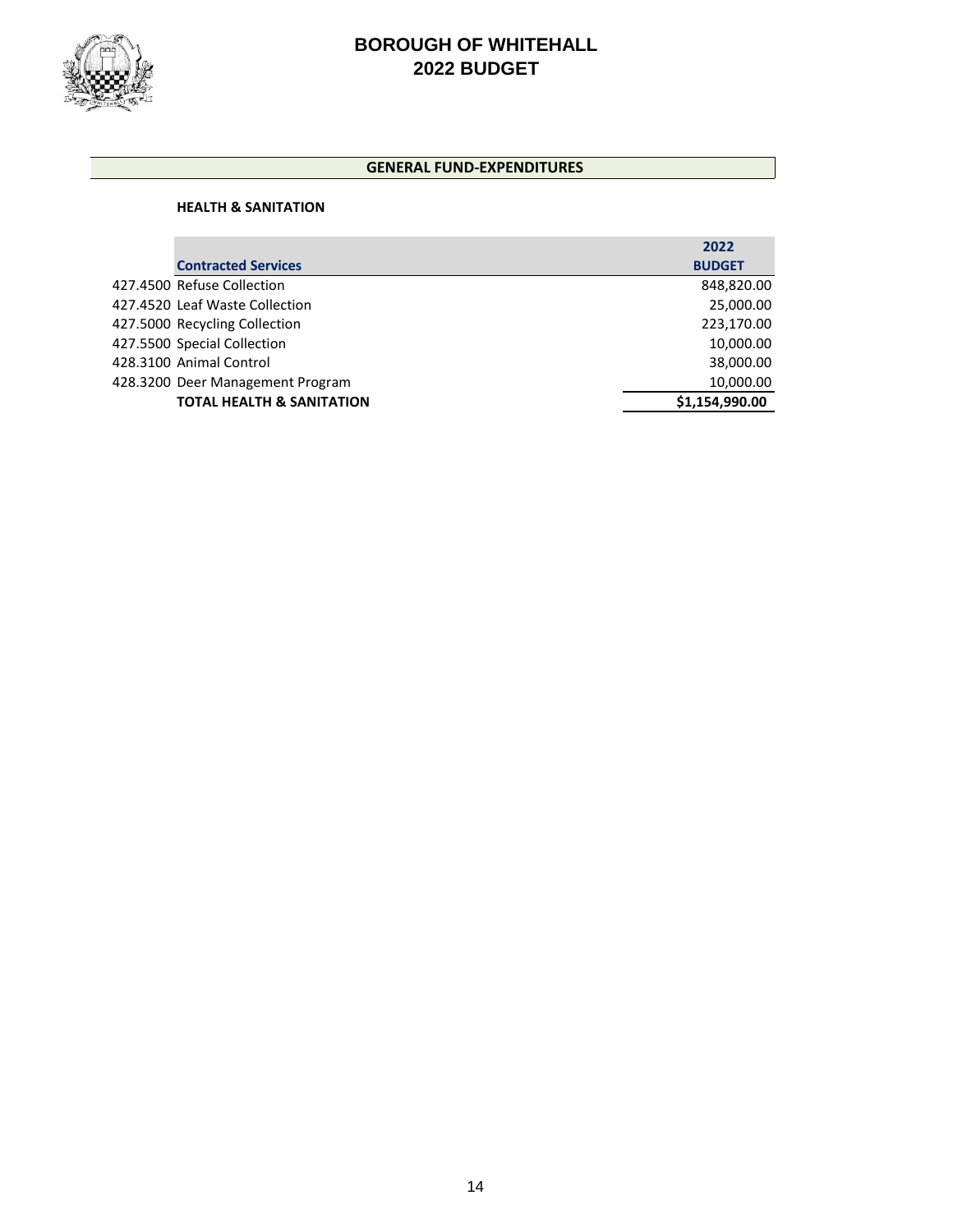# BOROUGH OF WHITEHALL
# 2022 BUDGET

## GENERAL FUND-EXPENDITURES

### HEALTH & SANITATION

| | Contracted Services | 2022 BUDGET |
|---|---|---|
| 427.4500 | Refuse Collection | 848,820.00 |
| 427.4520 | Leaf Waste Collection | 25,000.00 |
| 427.5000 | Recycling Collection | 223,170.00 |
| 427.5500 | Special Collection | 10,000.00 |
| 428.3100 | Animal Control | 38,000.00 |
| 428.3200 | Deer Management Program | 10,000.00 |
| | **TOTAL HEALTH & SANITATION** | **$1,154,990.00** |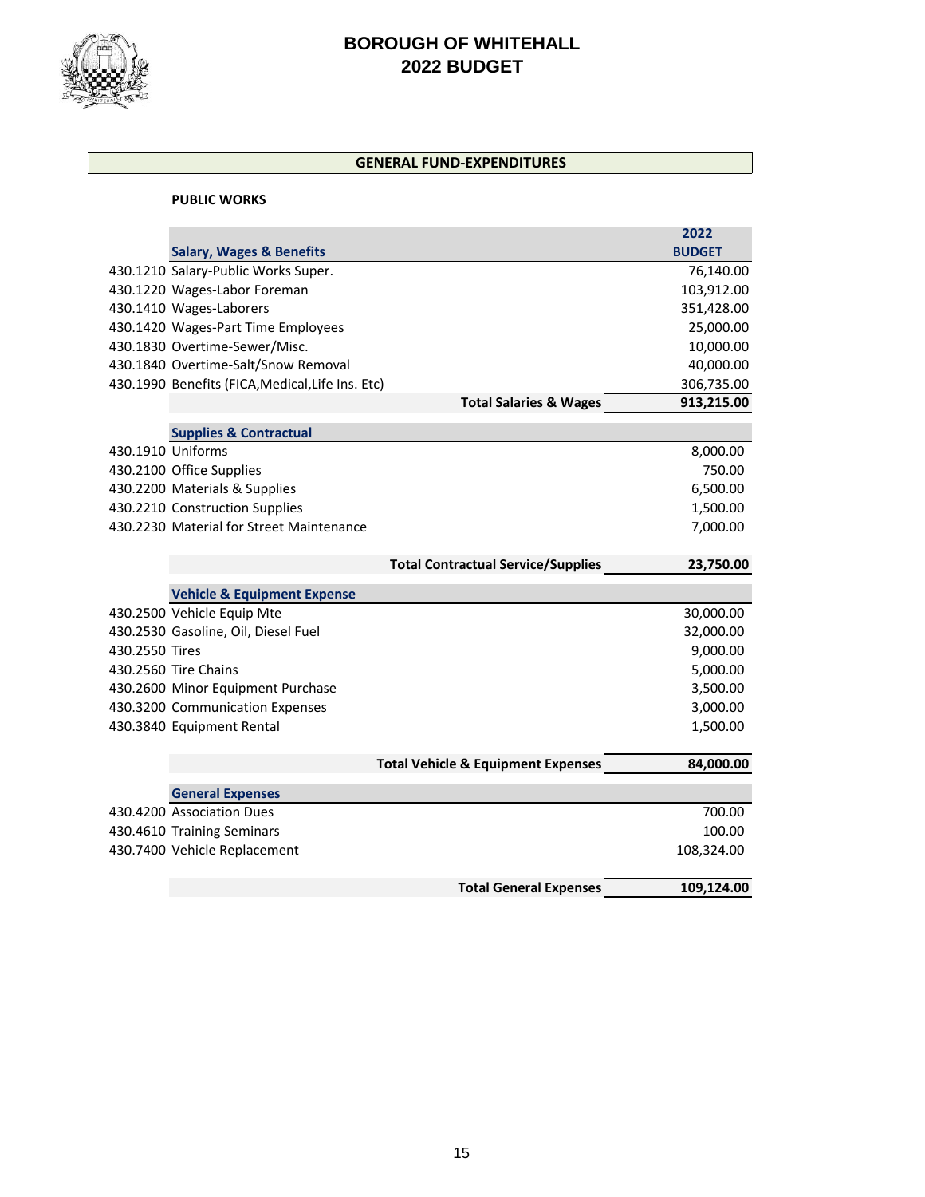# BOROUGH OF WHITEHALL
# 2022 BUDGET

## GENERAL FUND-EXPENDITURES

### PUBLIC WORKS

| | Salary, Wages & Benefits | 2022 BUDGET |
|---|---|---|
| 430.1210 | Salary-Public Works Super. | 76,140.00 |
| 430.1220 | Wages-Labor Foreman | 103,912.00 |
| 430.1410 | Wages-Laborers | 351,428.00 |
| 430.1420 | Wages-Part Time Employees | 25,000.00 |
| 430.1830 | Overtime-Sewer/Misc. | 10,000.00 |
| 430.1840 | Overtime-Salt/Snow Removal | 40,000.00 |
| 430.1990 | Benefits (FICA,Medical,Life Ins. Etc) | 306,735.00 |
| | **Total Salaries & Wages** | **913,215.00** |
| | **Supplies & Contractual** | |
| 430.1910 | Uniforms | 8,000.00 |
| 430.2100 | Office Supplies | 750.00 |
| 430.2200 | Materials & Supplies | 6,500.00 |
| 430.2210 | Construction Supplies | 1,500.00 |
| 430.2230 | Material for Street Maintenance | 7,000.00 |
| | **Total Contractual Service/Supplies** | **23,750.00** |
| | **Vehicle & Equipment Expense** | |
| 430.2500 | Vehicle Equip Mte | 30,000.00 |
| 430.2530 | Gasoline, Oil, Diesel Fuel | 32,000.00 |
| 430.2550 | Tires | 9,000.00 |
| 430.2560 | Tire Chains | 5,000.00 |
| 430.2600 | Minor Equipment Purchase | 3,500.00 |
| 430.3200 | Communication Expenses | 3,000.00 |
| 430.3840 | Equipment Rental | 1,500.00 |
| | **Total Vehicle & Equipment Expenses** | **84,000.00** |
| | **General Expenses** | |
| 430.4200 | Association Dues | 700.00 |
| 430.4610 | Training Seminars | 100.00 |
| 430.7400 | Vehicle Replacement | 108,324.00 |
| | **Total General Expenses** | **109,124.00** |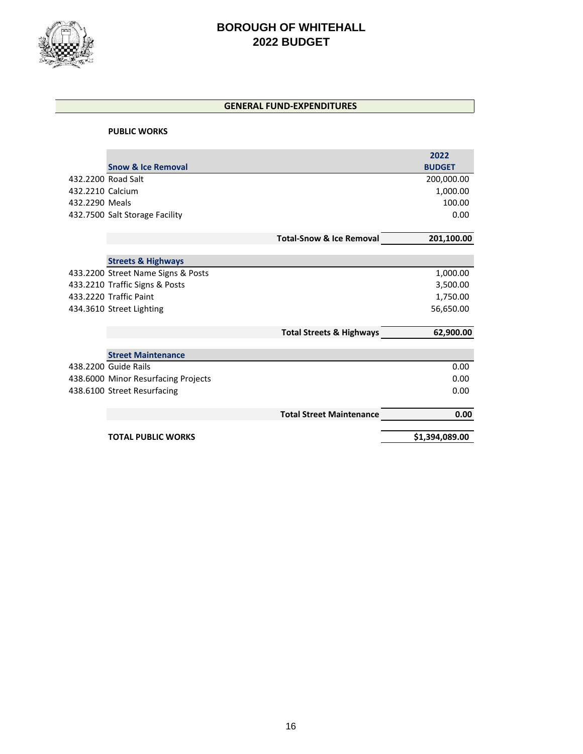# BOROUGH OF WHITEHALL
# 2022 BUDGET

## GENERAL FUND-EXPENDITURES

### PUBLIC WORKS

| | Snow & Ice Removal | 2022 BUDGET |
|---|---|---|
| 432.2200 | Road Salt | 200,000.00 |
| 432.2210 | Calcium | 1,000.00 |
| 432.2290 | Meals | 100.00 |
| 432.7500 | Salt Storage Facility | 0.00 |
| | **Total-Snow & Ice Removal** | **201,100.00** |
| | **Streets & Highways** | |
| 433.2200 | Street Name Signs & Posts | 1,000.00 |
| 433.2210 | Traffic Signs & Posts | 3,500.00 |
| 433.2220 | Traffic Paint | 1,750.00 |
| 434.3610 | Street Lighting | 56,650.00 |
| | **Total Streets & Highways** | **62,900.00** |
| | **Street Maintenance** | |
| 438.2200 | Guide Rails | 0.00 |
| 438.6000 | Minor Resurfacing Projects | 0.00 |
| 438.6100 | Street Resurfacing | 0.00 |
| | **Total Street Maintenance** | **0.00** |
| | **TOTAL PUBLIC WORKS** | **$1,394,089.00** |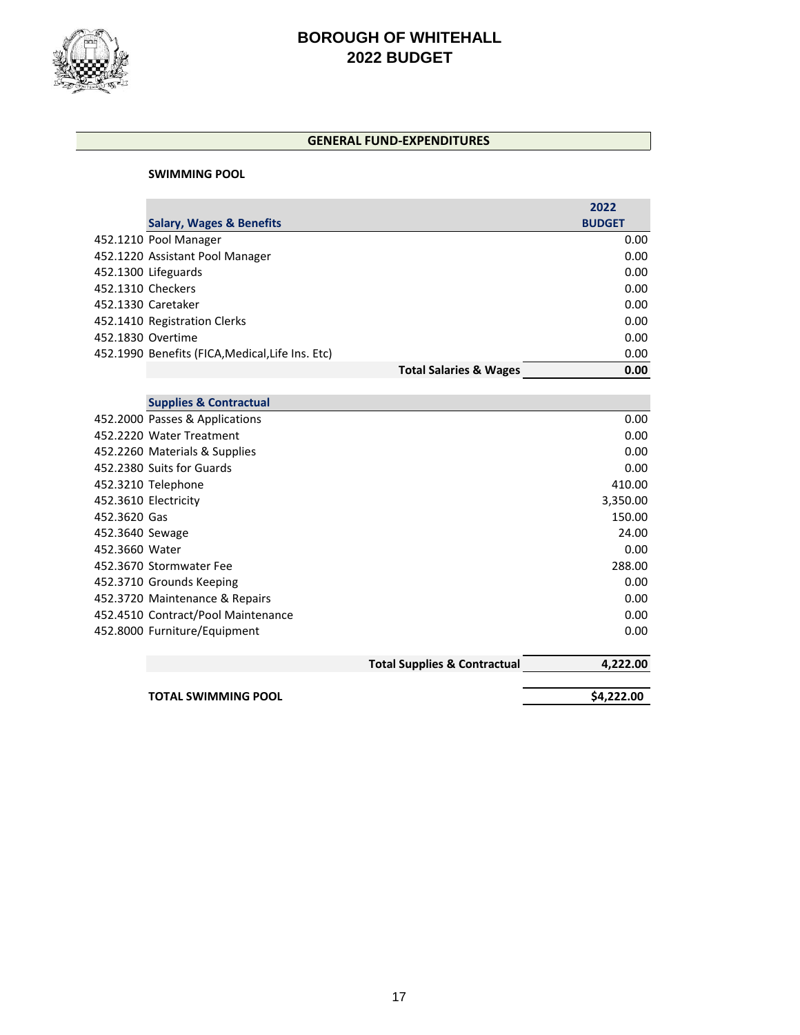# BOROUGH OF WHITEHALL
# 2022 BUDGET

## GENERAL FUND-EXPENDITURES

### SWIMMING POOL

| | Salary, Wages & Benefits | 2022 BUDGET |
|---|---|---|
| 452.1210 | Pool Manager | 0.00 |
| 452.1220 | Assistant Pool Manager | 0.00 |
| 452.1300 | Lifeguards | 0.00 |
| 452.1310 | Checkers | 0.00 |
| 452.1330 | Caretaker | 0.00 |
| 452.1410 | Registration Clerks | 0.00 |
| 452.1830 | Overtime | 0.00 |
| 452.1990 | Benefits (FICA,Medical,Life Ins. Etc) | 0.00 |
| | **Total Salaries & Wages** | **0.00** |

| | Supplies & Contractual | 2022 BUDGET |
|---|---|---|
| 452.2000 | Passes & Applications | 0.00 |
| 452.2220 | Water Treatment | 0.00 |
| 452.2260 | Materials & Supplies | 0.00 |
| 452.2380 | Suits for Guards | 0.00 |
| 452.3210 | Telephone | 410.00 |
| 452.3610 | Electricity | 3,350.00 |
| 452.3620 | Gas | 150.00 |
| 452.3640 | Sewage | 24.00 |
| 452.3660 | Water | 0.00 |
| 452.3670 | Stormwater Fee | 288.00 |
| 452.3710 | Grounds Keeping | 0.00 |
| 452.3720 | Maintenance & Repairs | 0.00 |
| 452.4510 | Contract/Pool Maintenance | 0.00 |
| 452.8000 | Furniture/Equipment | 0.00 |
| | **Total Supplies & Contractual** | **4,222.00** |

| | |
|---|---|
| **TOTAL SWIMMING POOL** | **$4,222.00** |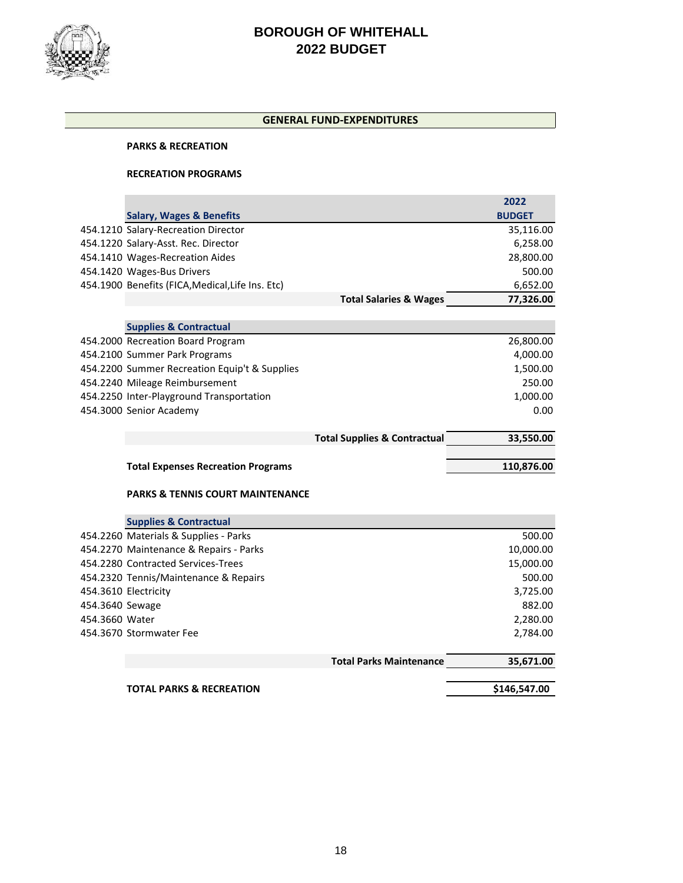# BOROUGH OF WHITEHALL
# 2022 BUDGET

## GENERAL FUND-EXPENDITURES

### PARKS & RECREATION

### RECREATION PROGRAMS

| | Salary, Wages & Benefits | 2022 BUDGET |
|---|---|---|
| 454.1210 | Salary-Recreation Director | 35,116.00 |
| 454.1220 | Salary-Asst. Rec. Director | 6,258.00 |
| 454.1410 | Wages-Recreation Aides | 28,800.00 |
| 454.1420 | Wages-Bus Drivers | 500.00 |
| 454.1900 | Benefits (FICA,Medical,Life Ins. Etc) | 6,652.00 |
| | **Total Salaries & Wages** | **77,326.00** |

| | Supplies & Contractual | |
|---|---|---|
| 454.2000 | Recreation Board Program | 26,800.00 |
| 454.2100 | Summer Park Programs | 4,000.00 |
| 454.2200 | Summer Recreation Equip't & Supplies | 1,500.00 |
| 454.2240 | Mileage Reimbursement | 250.00 |
| 454.2250 | Inter-Playground Transportation | 1,000.00 |
| 454.3000 | Senior Academy | 0.00 |
| | **Total Supplies & Contractual** | **33,550.00** |

| | |
|---|---|
| **Total Expenses Recreation Programs** | **110,876.00** |

### PARKS & TENNIS COURT MAINTENANCE

| | Supplies & Contractual | |
|---|---|---|
| 454.2260 | Materials & Supplies - Parks | 500.00 |
| 454.2270 | Maintenance & Repairs - Parks | 10,000.00 |
| 454.2280 | Contracted Services-Trees | 15,000.00 |
| 454.2320 | Tennis/Maintenance & Repairs | 500.00 |
| 454.3610 | Electricity | 3,725.00 |
| 454.3640 | Sewage | 882.00 |
| 454.3660 | Water | 2,280.00 |
| 454.3670 | Stormwater Fee | 2,784.00 |
| | **Total Parks Maintenance** | **35,671.00** |

| | |
|---|---|
| **TOTAL PARKS & RECREATION** | **$146,547.00** |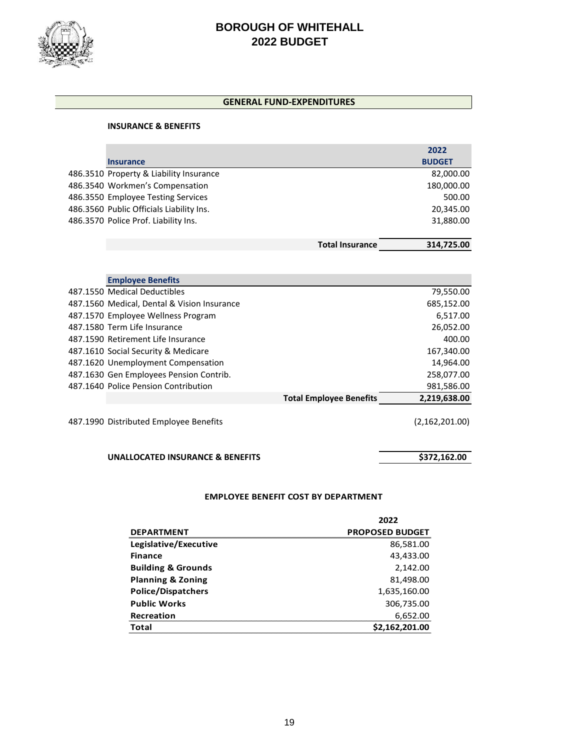# BOROUGH OF WHITEHALL
# 2022 BUDGET

## GENERAL FUND-EXPENDITURES

### INSURANCE & BENEFITS

| | Insurance | 2022 BUDGET |
|---|---|---|
| 486.3510 | Property & Liability Insurance | 82,000.00 |
| 486.3540 | Workmen's Compensation | 180,000.00 |
| 486.3550 | Employee Testing Services | 500.00 |
| 486.3560 | Public Officials Liability Ins. | 20,345.00 |
| 486.3570 | Police Prof. Liability Ins. | 31,880.00 |
| | **Total Insurance** | **314,725.00** |

| | Employee Benefits | |
|---|---|---|
| 487.1550 | Medical Deductibles | 79,550.00 |
| 487.1560 | Medical, Dental & Vision Insurance | 685,152.00 |
| 487.1570 | Employee Wellness Program | 6,517.00 |
| 487.1580 | Term Life Insurance | 26,052.00 |
| 487.1590 | Retirement Life Insurance | 400.00 |
| 487.1610 | Social Security & Medicare | 167,340.00 |
| 487.1620 | Unemployment Compensation | 14,964.00 |
| 487.1630 | Gen Employees Pension Contrib. | 258,077.00 |
| 487.1640 | Police Pension Contribution | 981,586.00 |
| | **Total Employee Benefits** | **2,219,638.00** |
| 487.1990 | Distributed Employee Benefits | (2,162,201.00) |

**UNALLOCATED INSURANCE & BENEFITS** **$372,162.00**

### EMPLOYEE BENEFIT COST BY DEPARTMENT

| DEPARTMENT | 2022 PROPOSED BUDGET |
|---|---|
| **Legislative/Executive** | 86,581.00 |
| **Finance** | 43,433.00 |
| **Building & Grounds** | 2,142.00 |
| **Planning & Zoning** | 81,498.00 |
| **Police/Dispatchers** | 1,635,160.00 |
| **Public Works** | 306,735.00 |
| **Recreation** | 6,652.00 |
| **Total** | **$2,162,201.00** |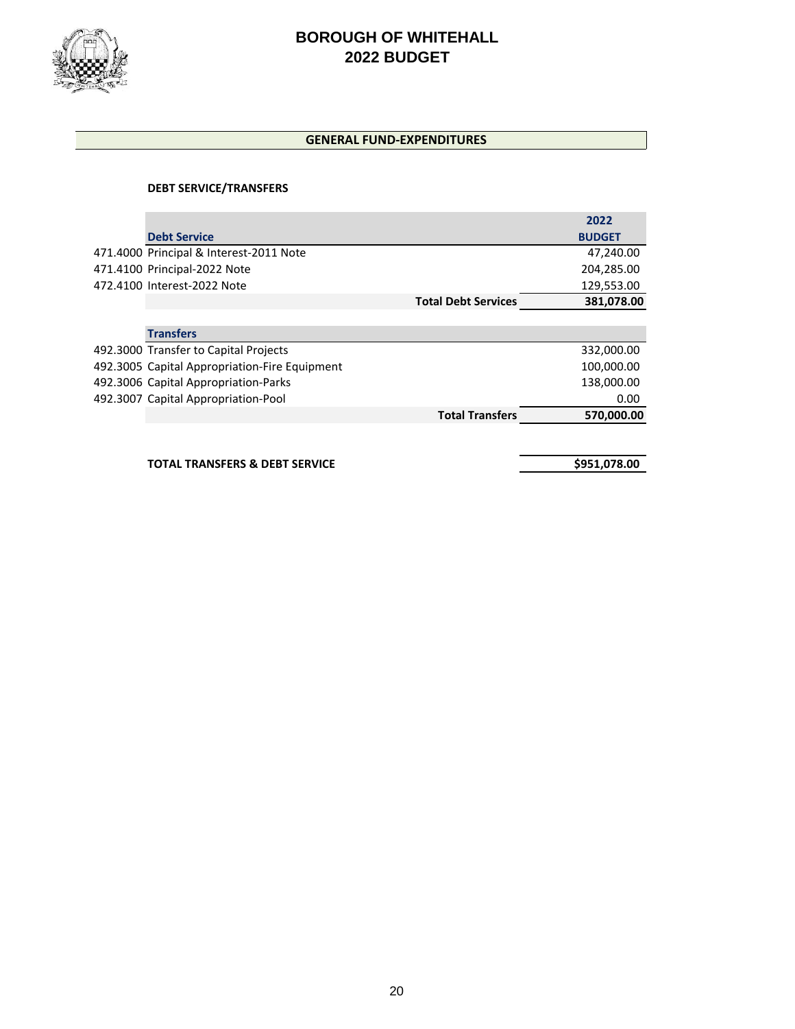# BOROUGH OF WHITEHALL
# 2022 BUDGET

## GENERAL FUND-EXPENDITURES

### DEBT SERVICE/TRANSFERS

| | Debt Service | 2022 BUDGET |
|---|---|---|
| 471.4000 | Principal & Interest-2011 Note | 47,240.00 |
| 471.4100 | Principal-2022 Note | 204,285.00 |
| 472.4100 | Interest-2022 Note | 129,553.00 |
| | **Total Debt Services** | **381,078.00** |

| | Transfers | |
|---|---|---|
| 492.3000 | Transfer to Capital Projects | 332,000.00 |
| 492.3005 | Capital Appropriation-Fire Equipment | 100,000.00 |
| 492.3006 | Capital Appropriation-Parks | 138,000.00 |
| 492.3007 | Capital Appropriation-Pool | 0.00 |
| | **Total Transfers** | **570,000.00** |

**TOTAL TRANSFERS & DEBT SERVICE** **$951,078.00**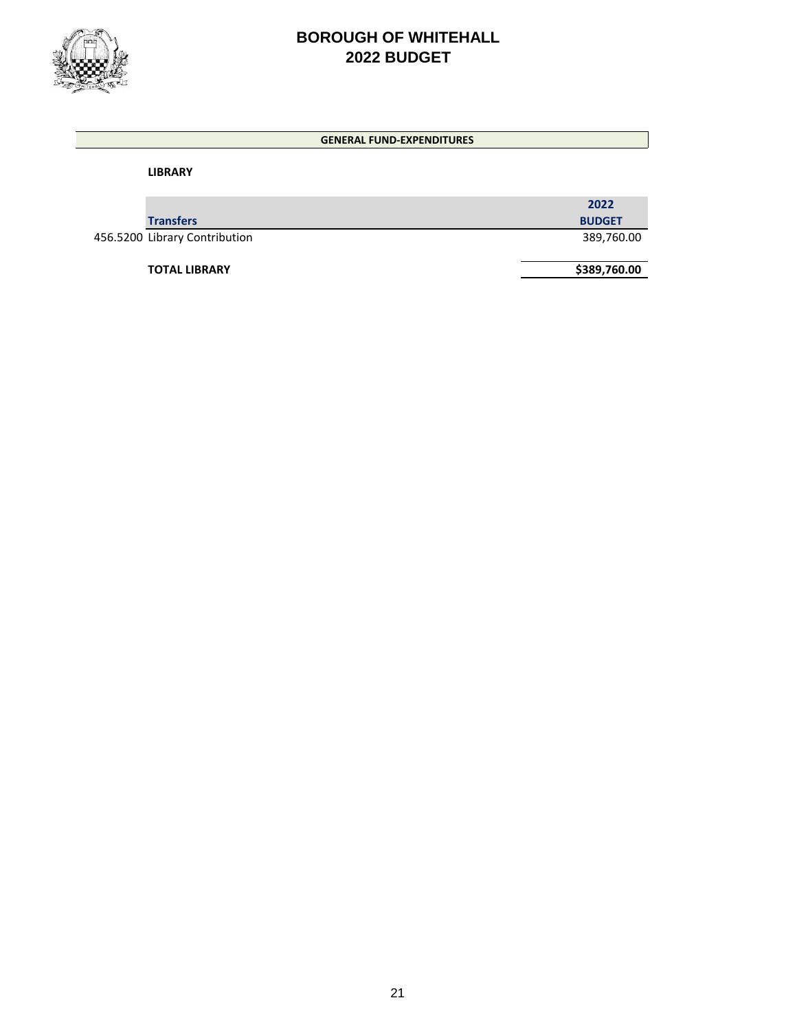# BOROUGH OF WHITEHALL
# 2022 BUDGET

## GENERAL FUND-EXPENDITURES

### LIBRARY

| | Transfers | 2022 BUDGET |
|---|---|---|
| 456.5200 | Library Contribution | 389,760.00 |
| | **TOTAL LIBRARY** | **$389,760.00** |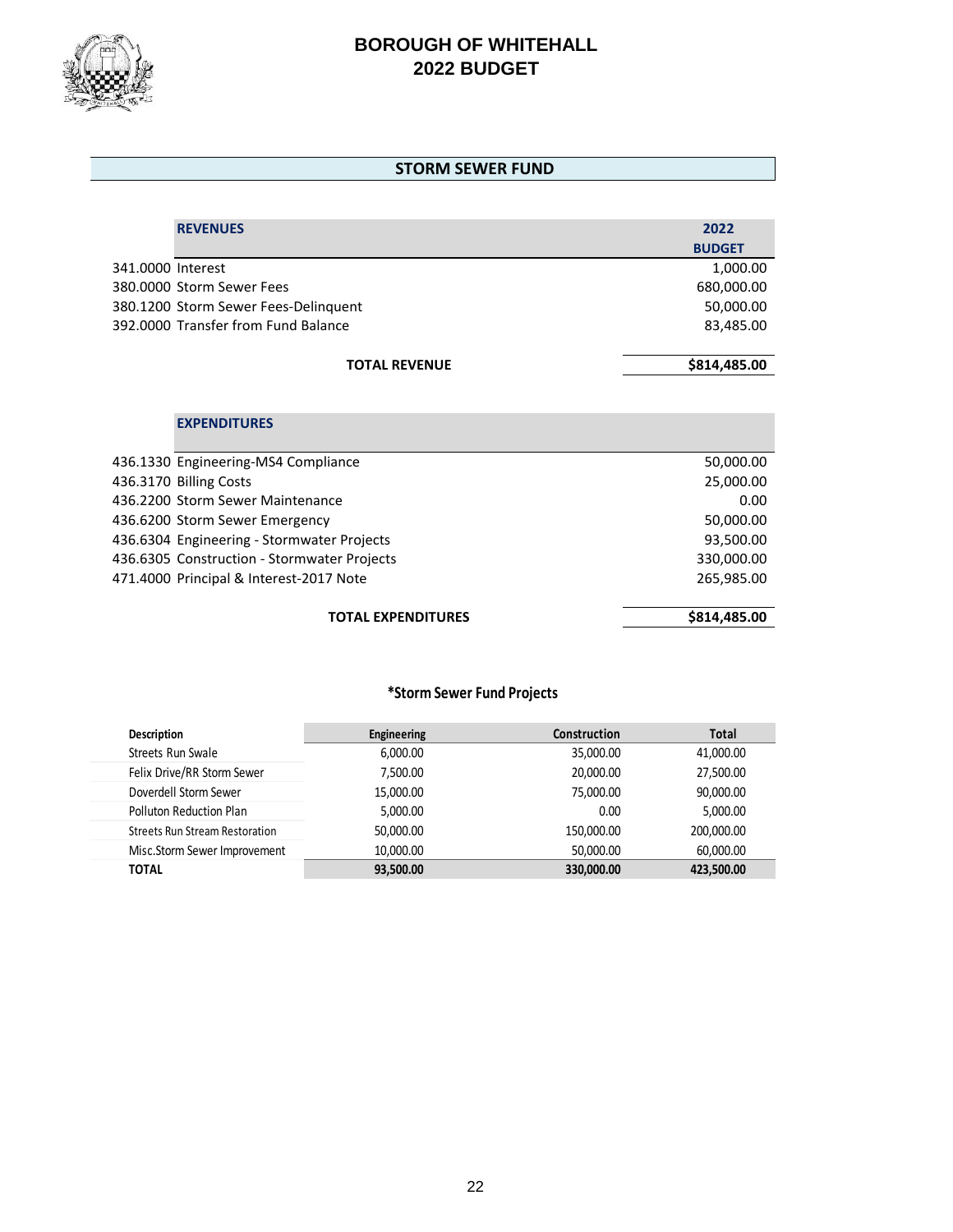# BOROUGH OF WHITEHALL
# 2022 BUDGET

## STORM SEWER FUND

| | REVENUES | 2022 BUDGET |
|---|---|---|
| 341.0000 | Interest | 1,000.00 |
| 380.0000 | Storm Sewer Fees | 680,000.00 |
| 380.1200 | Storm Sewer Fees-Delinquent | 50,000.00 |
| 392.0000 | Transfer from Fund Balance | 83,485.00 |
| | **TOTAL REVENUE** | **$814,485.00** |

| | EXPENDITURES | |
|---|---|---|
| 436.1330 | Engineering-MS4 Compliance | 50,000.00 |
| 436.3170 | Billing Costs | 25,000.00 |
| 436.2200 | Storm Sewer Maintenance | 0.00 |
| 436.6200 | Storm Sewer Emergency | 50,000.00 |
| 436.6304 | Engineering - Stormwater Projects | 93,500.00 |
| 436.6305 | Construction - Stormwater Projects | 330,000.00 |
| 471.4000 | Principal & Interest-2017 Note | 265,985.00 |
| | **TOTAL EXPENDITURES** | **$814,485.00** |

### *Storm Sewer Fund Projects

| Description | Engineering | Construction | Total |
|---|---|---|---|
| Streets Run Swale | 6,000.00 | 35,000.00 | 41,000.00 |
| Felix Drive/RR Storm Sewer | 7,500.00 | 20,000.00 | 27,500.00 |
| Doverdell Storm Sewer | 15,000.00 | 75,000.00 | 90,000.00 |
| Polluton Reduction Plan | 5,000.00 | 0.00 | 5,000.00 |
| Streets Run Stream Restoration | 50,000.00 | 150,000.00 | 200,000.00 |
| Misc.Storm Sewer Improvement | 10,000.00 | 50,000.00 | 60,000.00 |
| **TOTAL** | **93,500.00** | **330,000.00** | **423,500.00** |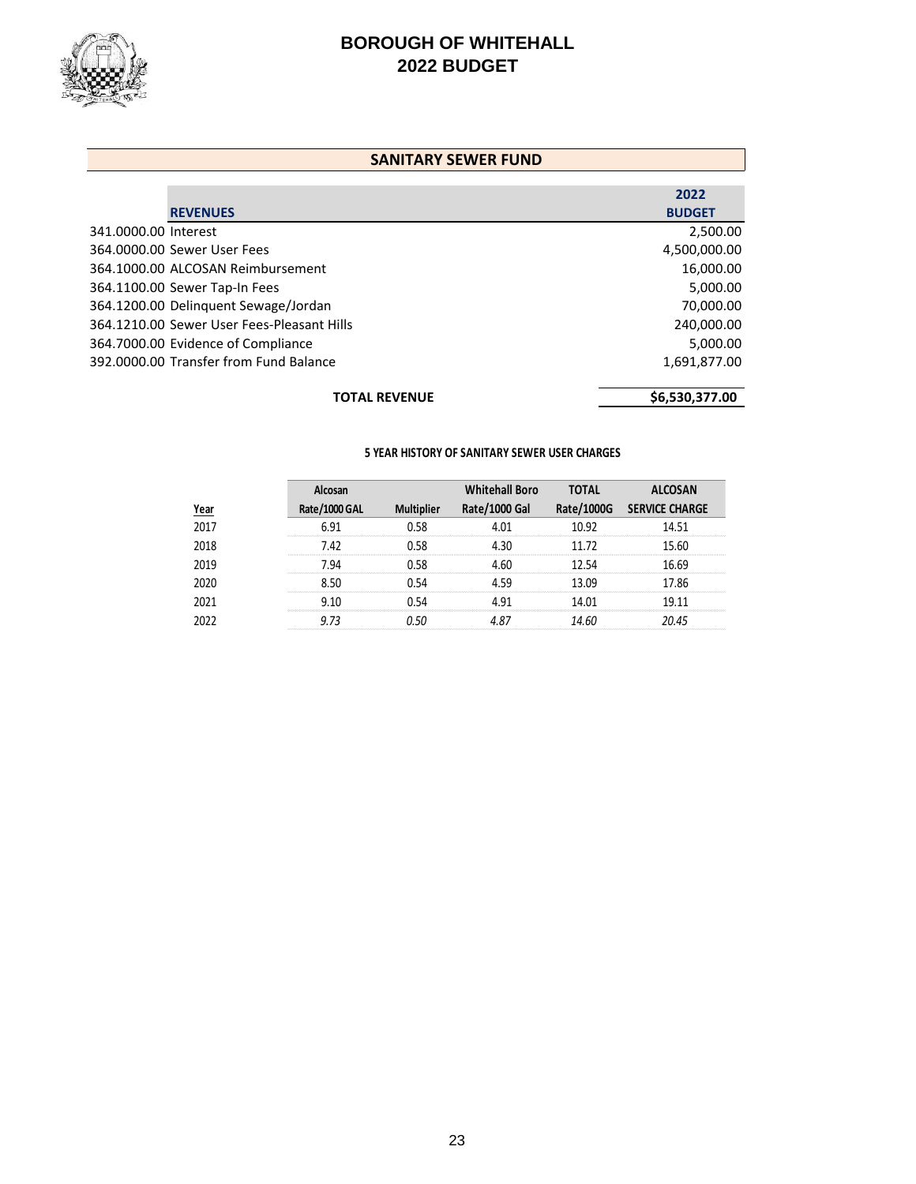# BOROUGH OF WHITEHALL
# 2022 BUDGET

## SANITARY SEWER FUND

| | REVENUES | 2022 BUDGET |
|---|---|---|
| 341.0000.00 | Interest | 2,500.00 |
| 364.0000.00 | Sewer User Fees | 4,500,000.00 |
| 364.1000.00 | ALCOSAN Reimbursement | 16,000.00 |
| 364.1100.00 | Sewer Tap-In Fees | 5,000.00 |
| 364.1200.00 | Delinquent Sewage/Jordan | 70,000.00 |
| 364.1210.00 | Sewer User Fees-Pleasant Hills | 240,000.00 |
| 364.7000.00 | Evidence of Compliance | 5,000.00 |
| 392.0000.00 | Transfer from Fund Balance | 1,691,877.00 |
| | **TOTAL REVENUE** | **$6,530,377.00** |

**5 YEAR HISTORY OF SANITARY SEWER USER CHARGES**

| Year | Alcosan Rate/1000 GAL | Multiplier | Whitehall Boro Rate/1000 Gal | TOTAL Rate/1000G | ALCOSAN SERVICE CHARGE |
|---|---|---|---|---|---|
| 2017 | 6.91 | 0.58 | 4.01 | 10.92 | 14.51 |
| 2018 | 7.42 | 0.58 | 4.30 | 11.72 | 15.60 |
| 2019 | 7.94 | 0.58 | 4.60 | 12.54 | 16.69 |
| 2020 | 8.50 | 0.54 | 4.59 | 13.09 | 17.86 |
| 2021 | 9.10 | 0.54 | 4.91 | 14.01 | 19.11 |
| 2022 | *9.73* | *0.50* | *4.87* | *14.60* | *20.45* |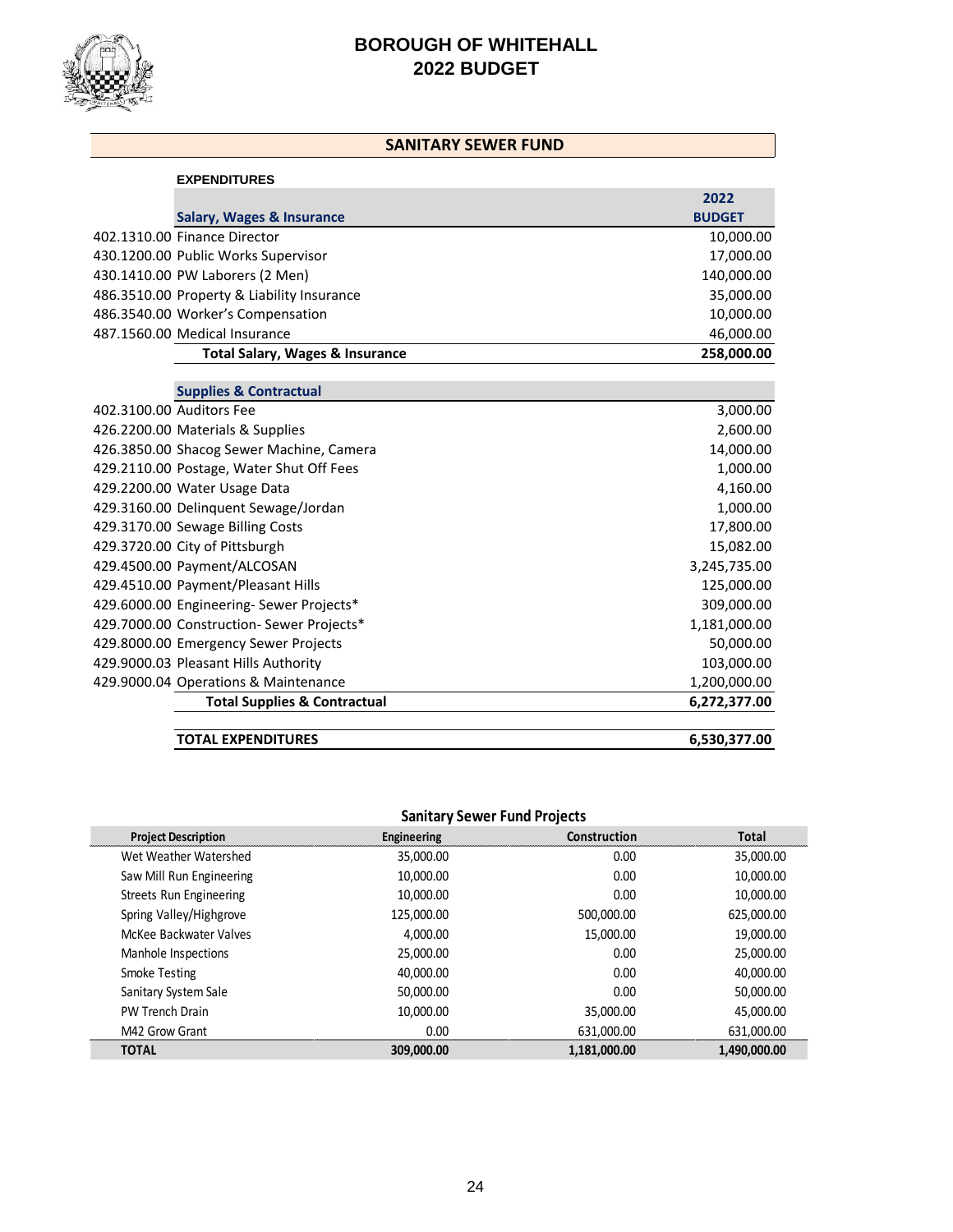# BOROUGH OF WHITEHALL
# 2022 BUDGET

## SANITARY SEWER FUND

**EXPENDITURES**

| | Salary, Wages & Insurance | 2022 BUDGET |
|---|---|---|
| 402.1310.00 | Finance Director | 10,000.00 |
| 430.1200.00 | Public Works Supervisor | 17,000.00 |
| 430.1410.00 | PW Laborers (2 Men) | 140,000.00 |
| 486.3510.00 | Property & Liability Insurance | 35,000.00 |
| 486.3540.00 | Worker's Compensation | 10,000.00 |
| 487.1560.00 | Medical Insurance | 46,000.00 |
| | **Total Salary, Wages & Insurance** | **258,000.00** |
| | **Supplies & Contractual** | |
| 402.3100.00 | Auditors Fee | 3,000.00 |
| 426.2200.00 | Materials & Supplies | 2,600.00 |
| 426.3850.00 | Shacog Sewer Machine, Camera | 14,000.00 |
| 429.2110.00 | Postage, Water Shut Off Fees | 1,000.00 |
| 429.2200.00 | Water Usage Data | 4,160.00 |
| 429.3160.00 | Delinquent Sewage/Jordan | 1,000.00 |
| 429.3170.00 | Sewage Billing Costs | 17,800.00 |
| 429.3720.00 | City of Pittsburgh | 15,082.00 |
| 429.4500.00 | Payment/ALCOSAN | 3,245,735.00 |
| 429.4510.00 | Payment/Pleasant Hills | 125,000.00 |
| 429.6000.00 | Engineering- Sewer Projects* | 309,000.00 |
| 429.7000.00 | Construction- Sewer Projects* | 1,181,000.00 |
| 429.8000.00 | Emergency Sewer Projects | 50,000.00 |
| 429.9000.03 | Pleasant Hills Authority | 103,000.00 |
| 429.9000.04 | Operations & Maintenance | 1,200,000.00 |
| | **Total Supplies & Contractual** | **6,272,377.00** |
| | **TOTAL EXPENDITURES** | **6,530,377.00** |

### Sanitary Sewer Fund Projects

| Project Description | Engineering | Construction | Total |
|---|---|---|---|
| Wet Weather Watershed | 35,000.00 | 0.00 | 35,000.00 |
| Saw Mill Run Engineering | 10,000.00 | 0.00 | 10,000.00 |
| Streets Run Engineering | 10,000.00 | 0.00 | 10,000.00 |
| Spring Valley/Highgrove | 125,000.00 | 500,000.00 | 625,000.00 |
| McKee Backwater Valves | 4,000.00 | 15,000.00 | 19,000.00 |
| Manhole Inspections | 25,000.00 | 0.00 | 25,000.00 |
| Smoke Testing | 40,000.00 | 0.00 | 40,000.00 |
| Sanitary System Sale | 50,000.00 | 0.00 | 50,000.00 |
| PW Trench Drain | 10,000.00 | 35,000.00 | 45,000.00 |
| M42 Grow Grant | 0.00 | 631,000.00 | 631,000.00 |
| **TOTAL** | **309,000.00** | **1,181,000.00** | **1,490,000.00** |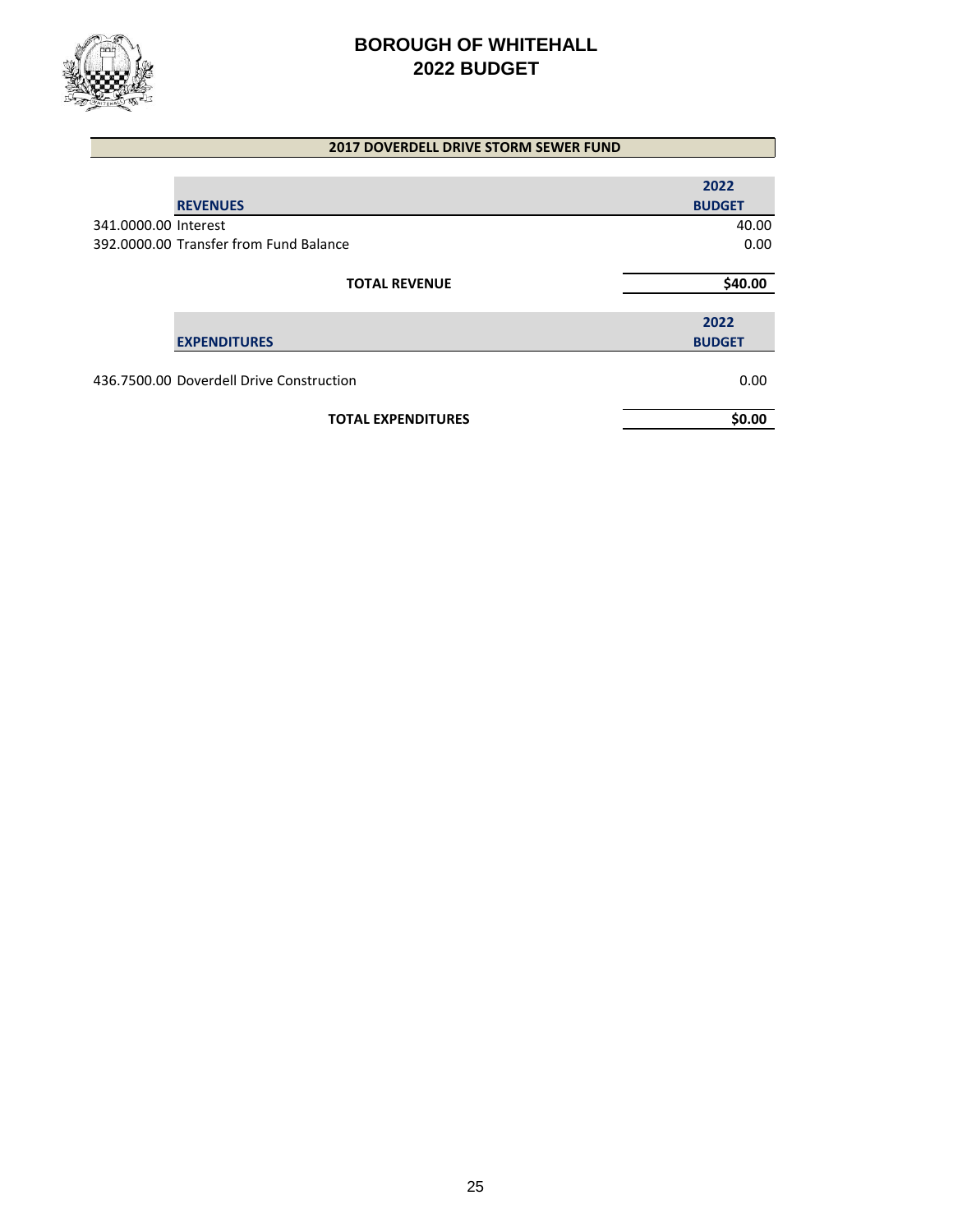# BOROUGH OF WHITEHALL
# 2022 BUDGET

## 2017 DOVERDELL DRIVE STORM SEWER FUND

| | REVENUES | 2022 BUDGET |
|---|---|---|
| 341.0000.00 | Interest | 40.00 |
| 392.0000.00 | Transfer from Fund Balance | 0.00 |
| | **TOTAL REVENUE** | **$40.00** |

| | EXPENDITURES | 2022 BUDGET |
|---|---|---|
| 436.7500.00 | Doverdell Drive Construction | 0.00 |
| | **TOTAL EXPENDITURES** | **$0.00** |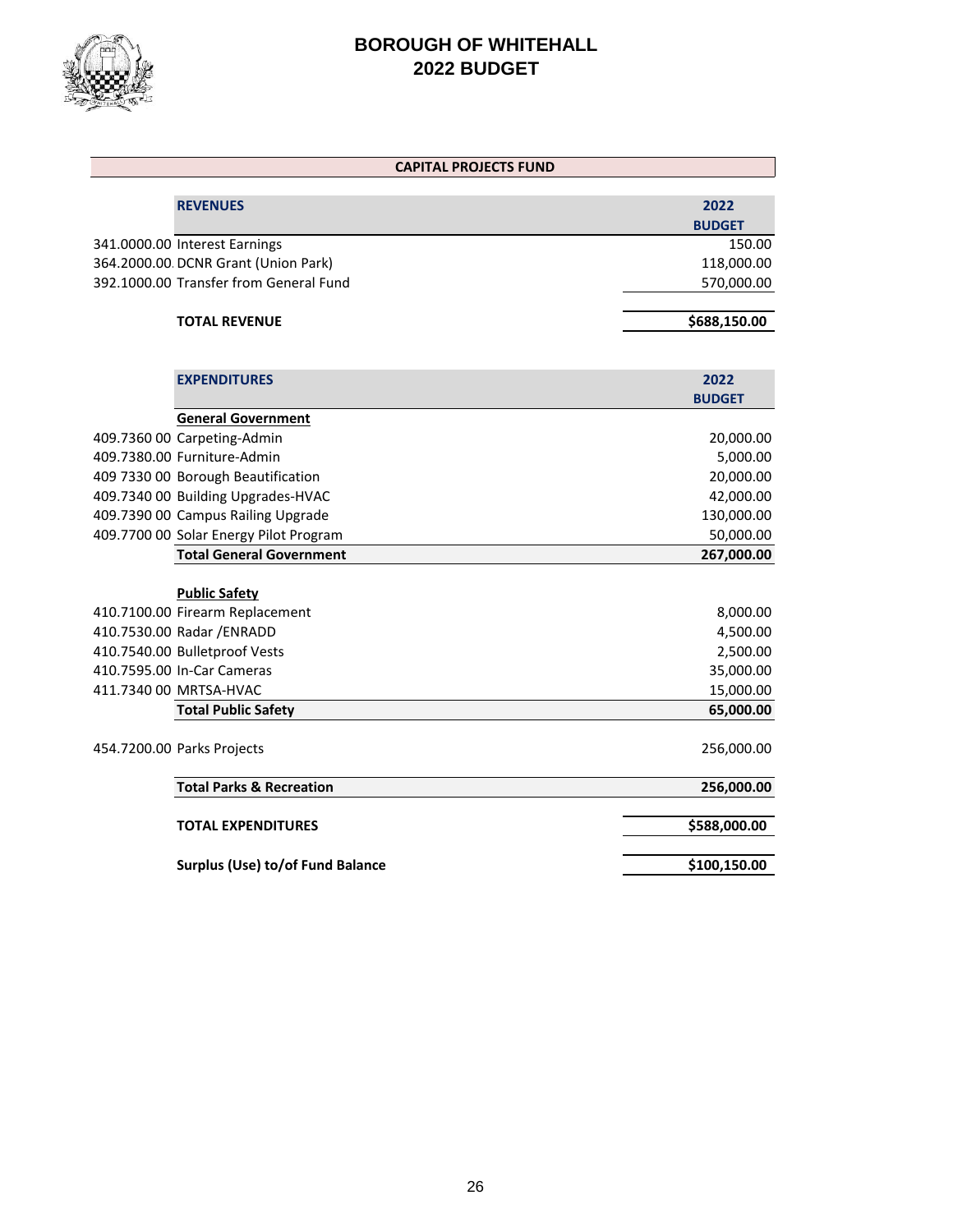# BOROUGH OF WHITEHALL
# 2022 BUDGET

## CAPITAL PROJECTS FUND

| | REVENUES | 2022 BUDGET |
|---|---|---|
| 341.0000.00 | Interest Earnings | 150.00 |
| 364.2000.00 | DCNR Grant (Union Park) | 118,000.00 |
| 392.1000.00 | Transfer from General Fund | 570,000.00 |
| | **TOTAL REVENUE** | **$688,150.00** |

| | EXPENDITURES | 2022 BUDGET |
|---|---|---|
| | **General Government** | |
| 409.7360 00 | Carpeting-Admin | 20,000.00 |
| 409.7380.00 | Furniture-Admin | 5,000.00 |
| 409 7330 00 | Borough Beautification | 20,000.00 |
| 409.7340 00 | Building Upgrades-HVAC | 42,000.00 |
| 409.7390 00 | Campus Railing Upgrade | 130,000.00 |
| 409.7700 00 | Solar Energy Pilot Program | 50,000.00 |
| | **Total General Government** | **267,000.00** |
| | **Public Safety** | |
| 410.7100.00 | Firearm Replacement | 8,000.00 |
| 410.7530.00 | Radar /ENRADD | 4,500.00 |
| 410.7540.00 | Bulletproof Vests | 2,500.00 |
| 410.7595.00 | In-Car Cameras | 35,000.00 |
| 411.7340 00 | MRTSA-HVAC | 15,000.00 |
| | **Total Public Safety** | **65,000.00** |
| 454.7200.00 | Parks Projects | 256,000.00 |
| | **Total Parks & Recreation** | **256,000.00** |
| | **TOTAL EXPENDITURES** | **$588,000.00** |
| | **Surplus (Use) to/of Fund Balance** | **$100,150.00** |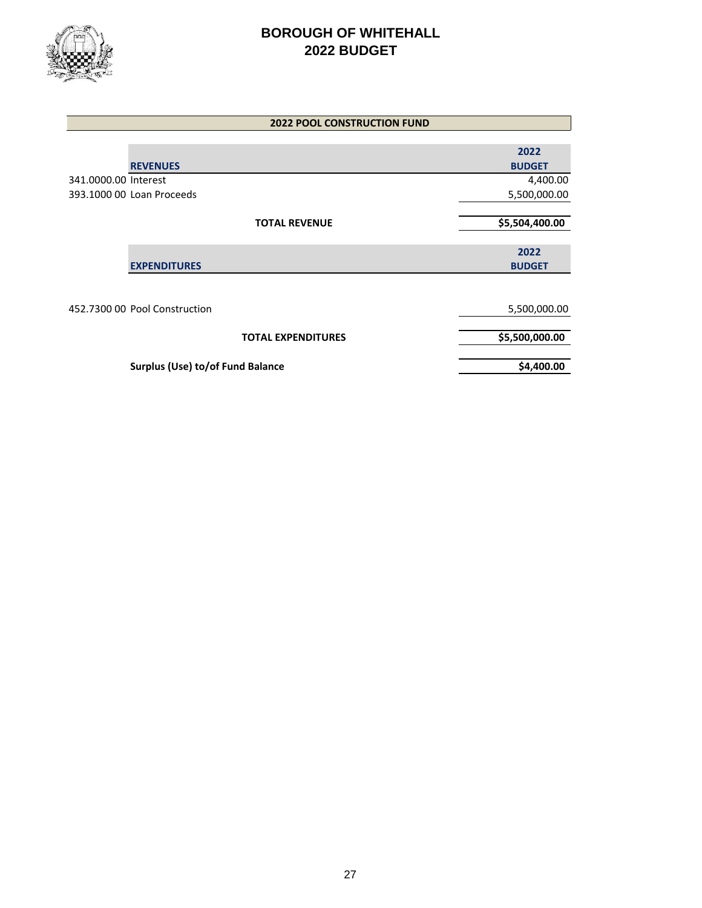# BOROUGH OF WHITEHALL
# 2022 BUDGET

## 2022 POOL CONSTRUCTION FUND

| | REVENUES | 2022 BUDGET |
|---|---|---|
| 341.0000.00 | Interest | 4,400.00 |
| 393.1000 00 | Loan Proceeds | 5,500,000.00 |
| | **TOTAL REVENUE** | **$5,504,400.00** |

| | EXPENDITURES | 2022 BUDGET |
|---|---|---|
| 452.7300 00 | Pool Construction | 5,500,000.00 |
| | **TOTAL EXPENDITURES** | **$5,500,000.00** |
| | **Surplus (Use) to/of Fund Balance** | **$4,400.00** |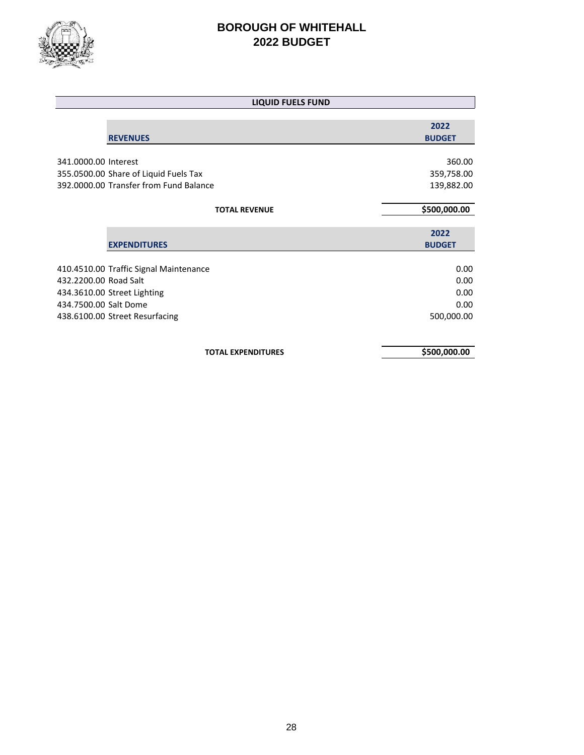# BOROUGH OF WHITEHALL
# 2022 BUDGET

## LIQUID FUELS FUND

| REVENUES | 2022 BUDGET |
|---|---|
| 341.0000.00 Interest | 360.00 |
| 355.0500.00 Share of Liquid Fuels Tax | 359,758.00 |
| 392.0000.00 Transfer from Fund Balance | 139,882.00 |
| **TOTAL REVENUE** | **$500,000.00** |

| EXPENDITURES | 2022 BUDGET |
|---|---|
| 410.4510.00 Traffic Signal Maintenance | 0.00 |
| 432.2200.00 Road Salt | 0.00 |
| 434.3610.00 Street Lighting | 0.00 |
| 434.7500.00 Salt Dome | 0.00 |
| 438.6100.00 Street Resurfacing | 500,000.00 |
| **TOTAL EXPENDITURES** | **$500,000.00** |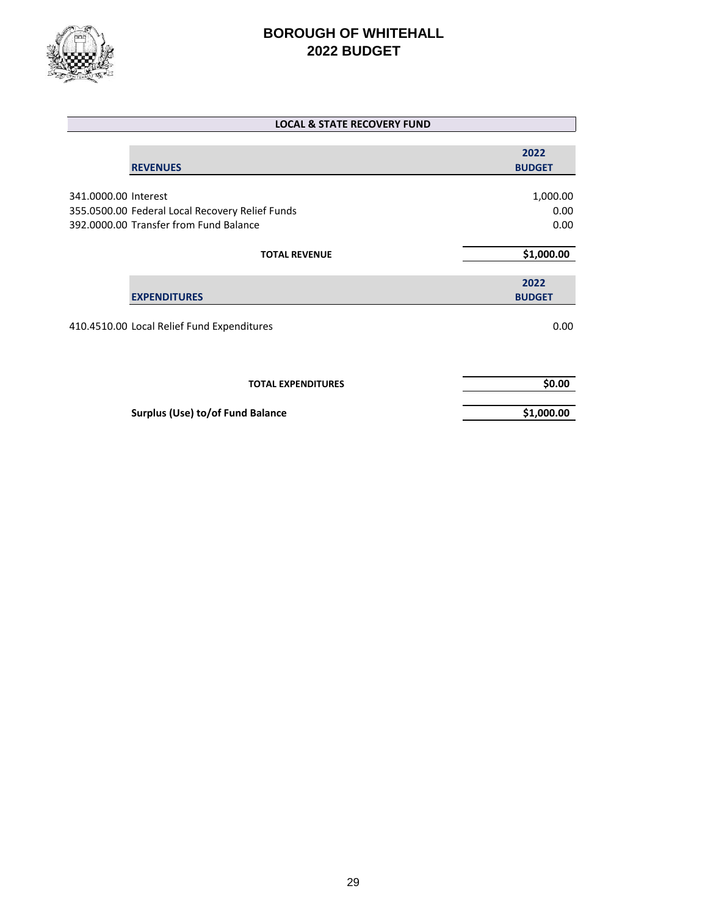# BOROUGH OF WHITEHALL
## 2022 BUDGET

### LOCAL & STATE RECOVERY FUND

| REVENUES | 2022 BUDGET |
|---|---|
| 341.0000.00 Interest | 1,000.00 |
| 355.0500.00 Federal Local Recovery Relief Funds | 0.00 |
| 392.0000.00 Transfer from Fund Balance | 0.00 |
| **TOTAL REVENUE** | **$1,000.00** |

| EXPENDITURES | 2022 BUDGET |
|---|---|
| 410.4510.00 Local Relief Fund Expenditures | 0.00 |
| **TOTAL EXPENDITURES** | **$0.00** |
| **Surplus (Use) to/of Fund Balance** | **$1,000.00** |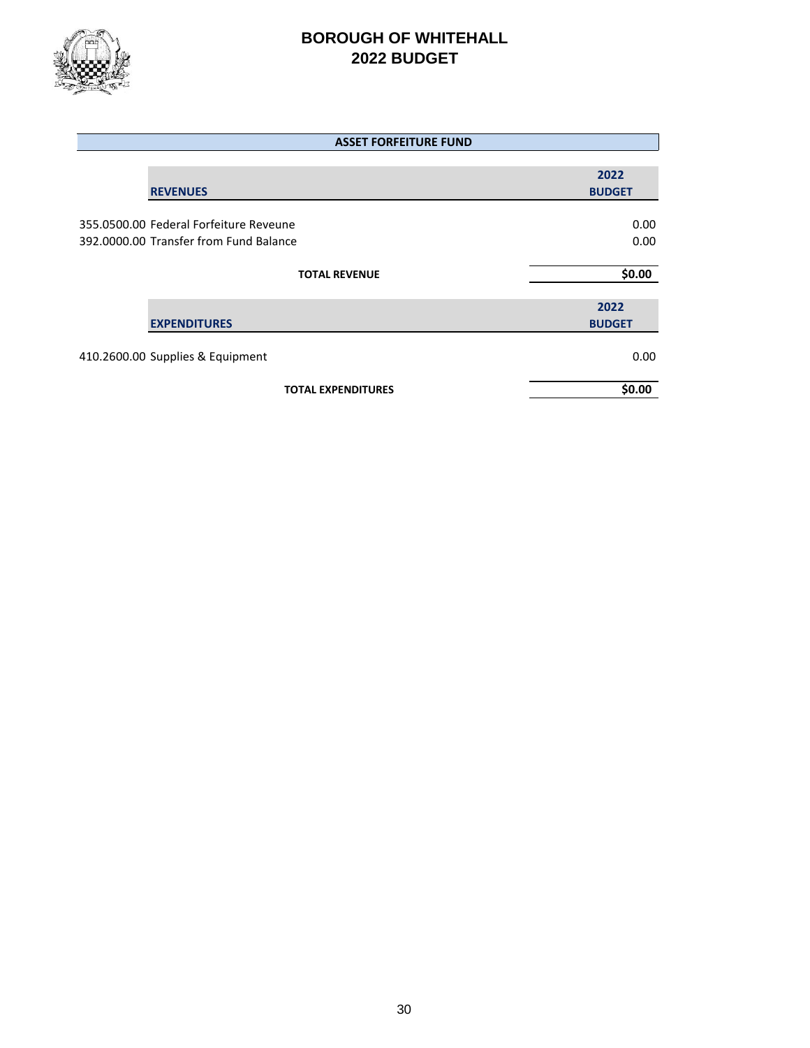# BOROUGH OF WHITEHALL
## 2022 BUDGET

### ASSET FORFEITURE FUND

| REVENUES | 2022 BUDGET |
|---|---|
| 355.0500.00 Federal Forfeiture Reveune | 0.00 |
| 392.0000.00 Transfer from Fund Balance | 0.00 |
| **TOTAL REVENUE** | **$0.00** |

| EXPENDITURES | 2022 BUDGET |
|---|---|
| 410.2600.00 Supplies & Equipment | 0.00 |
| **TOTAL EXPENDITURES** | **$0.00** |